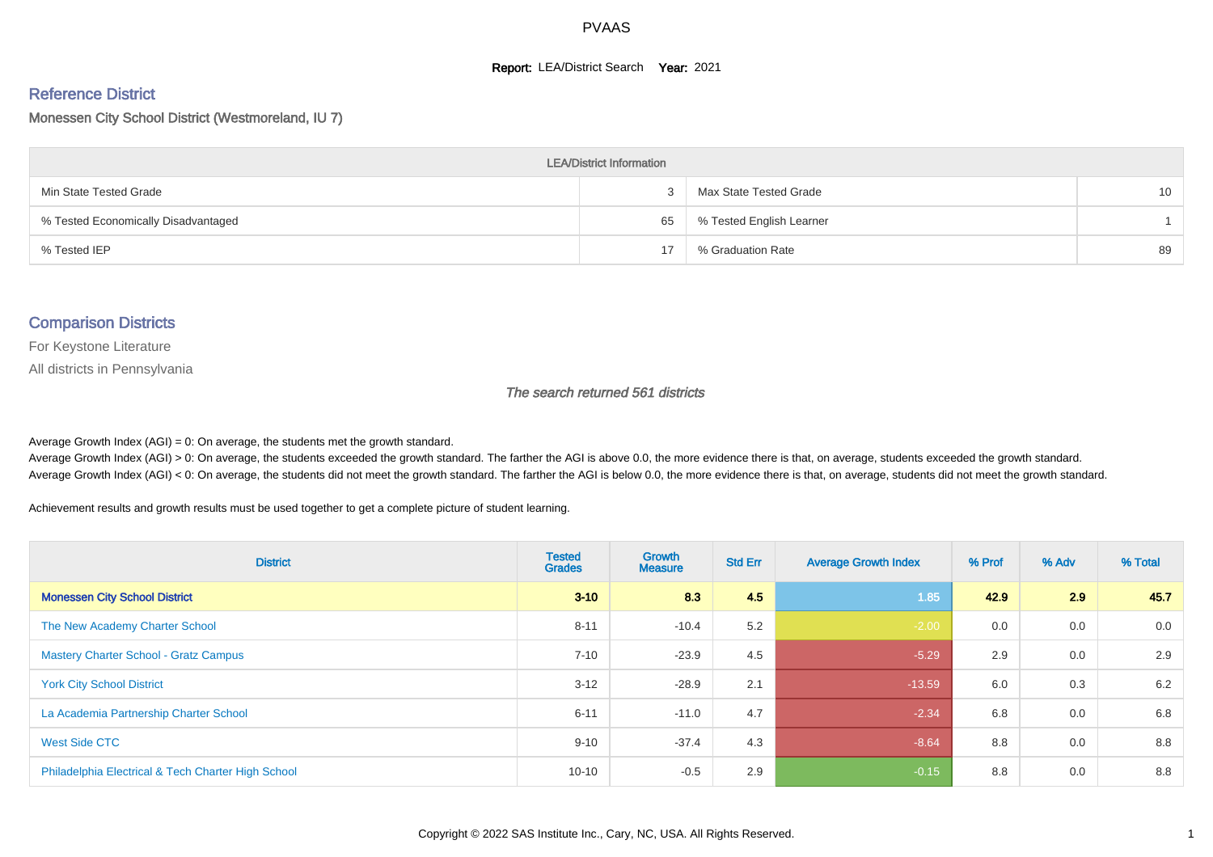PVAAS

**Report:** LEA/District Search **Year:** 2021

## Reference District

Monessen City School District (Westmoreland, IU 7)

| LEA/District Information | | | |
|---|---|---|---|
| Min State Tested Grade | 3 | Max State Tested Grade | 10 |
| % Tested Economically Disadvantaged | 65 | % Tested English Learner | 1 |
| % Tested IEP | 17 | % Graduation Rate | 89 |

## Comparison Districts

For Keystone Literature

All districts in Pennsylvania

*The search returned 561 districts*

Average Growth Index (AGI) = 0: On average, the students met the growth standard.
Average Growth Index (AGI) > 0: On average, the students exceeded the growth standard. The farther the AGI is above 0.0, the more evidence there is that, on average, students exceeded the growth standard.
Average Growth Index (AGI) < 0: On average, the students did not meet the growth standard. The farther the AGI is below 0.0, the more evidence there is that, on average, students did not meet the growth standard.

Achievement results and growth results must be used together to get a complete picture of student learning.

| District | Tested Grades | Growth Measure | Std Err | Average Growth Index | % Prof | % Adv | % Total |
|---|---|---|---|---|---|---|---|
| **Monessen City School District** | **3-10** | **8.3** | **4.5** | **1.85** | **42.9** | **2.9** | **45.7** |
| The New Academy Charter School | 8-11 | -10.4 | 5.2 | -2.00 | 0.0 | 0.0 | 0.0 |
| Mastery Charter School - Gratz Campus | 7-10 | -23.9 | 4.5 | -5.29 | 2.9 | 0.0 | 2.9 |
| York City School District | 3-12 | -28.9 | 2.1 | -13.59 | 6.0 | 0.3 | 6.2 |
| La Academia Partnership Charter School | 6-11 | -11.0 | 4.7 | -2.34 | 6.8 | 0.0 | 6.8 |
| West Side CTC | 9-10 | -37.4 | 4.3 | -8.64 | 8.8 | 0.0 | 8.8 |
| Philadelphia Electrical & Tech Charter High School | 10-10 | -0.5 | 2.9 | -0.15 | 8.8 | 0.0 | 8.8 |

Copyright © 2022 SAS Institute Inc., Cary, NC, USA. All Rights Reserved.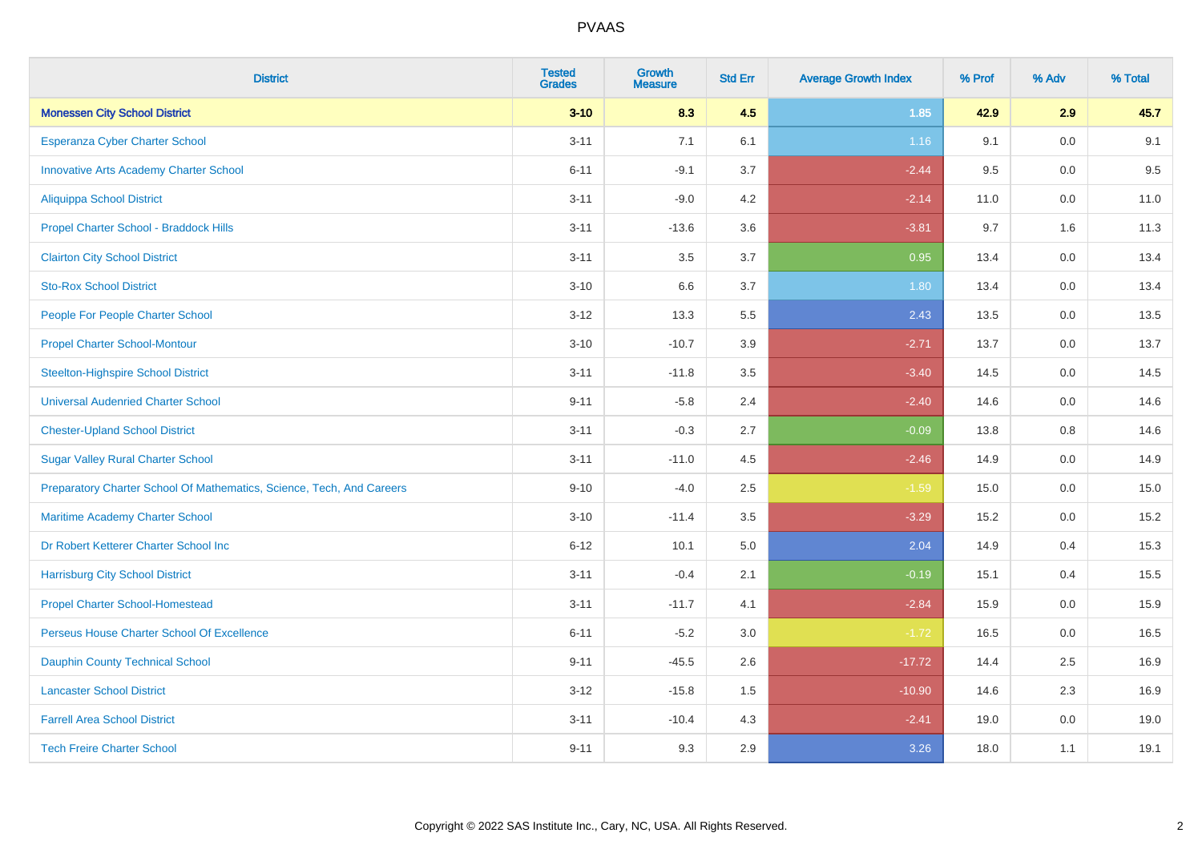# PVAAS

| District | Tested Grades | Growth Measure | Std Err | Average Growth Index | % Prof | % Adv | % Total |
|---|---|---|---|---|---|---|---|
| **Monessen City School District** | **3-10** | **8.3** | **4.5** | **1.85** | **42.9** | **2.9** | **45.7** |
| Esperanza Cyber Charter School | 3-11 | 7.1 | 6.1 | 1.16 | 9.1 | 0.0 | 9.1 |
| Innovative Arts Academy Charter School | 6-11 | -9.1 | 3.7 | -2.44 | 9.5 | 0.0 | 9.5 |
| Aliquippa School District | 3-11 | -9.0 | 4.2 | -2.14 | 11.0 | 0.0 | 11.0 |
| Propel Charter School - Braddock Hills | 3-11 | -13.6 | 3.6 | -3.81 | 9.7 | 1.6 | 11.3 |
| Clairton City School District | 3-11 | 3.5 | 3.7 | 0.95 | 13.4 | 0.0 | 13.4 |
| Sto-Rox School District | 3-10 | 6.6 | 3.7 | 1.80 | 13.4 | 0.0 | 13.4 |
| People For People Charter School | 3-12 | 13.3 | 5.5 | 2.43 | 13.5 | 0.0 | 13.5 |
| Propel Charter School-Montour | 3-10 | -10.7 | 3.9 | -2.71 | 13.7 | 0.0 | 13.7 |
| Steelton-Highspire School District | 3-11 | -11.8 | 3.5 | -3.40 | 14.5 | 0.0 | 14.5 |
| Universal Audenried Charter School | 9-11 | -5.8 | 2.4 | -2.40 | 14.6 | 0.0 | 14.6 |
| Chester-Upland School District | 3-11 | -0.3 | 2.7 | -0.09 | 13.8 | 0.8 | 14.6 |
| Sugar Valley Rural Charter School | 3-11 | -11.0 | 4.5 | -2.46 | 14.9 | 0.0 | 14.9 |
| Preparatory Charter School Of Mathematics, Science, Tech, And Careers | 9-10 | -4.0 | 2.5 | -1.59 | 15.0 | 0.0 | 15.0 |
| Maritime Academy Charter School | 3-10 | -11.4 | 3.5 | -3.29 | 15.2 | 0.0 | 15.2 |
| Dr Robert Ketterer Charter School Inc | 6-12 | 10.1 | 5.0 | 2.04 | 14.9 | 0.4 | 15.3 |
| Harrisburg City School District | 3-11 | -0.4 | 2.1 | -0.19 | 15.1 | 0.4 | 15.5 |
| Propel Charter School-Homestead | 3-11 | -11.7 | 4.1 | -2.84 | 15.9 | 0.0 | 15.9 |
| Perseus House Charter School Of Excellence | 6-11 | -5.2 | 3.0 | -1.72 | 16.5 | 0.0 | 16.5 |
| Dauphin County Technical School | 9-11 | -45.5 | 2.6 | -17.72 | 14.4 | 2.5 | 16.9 |
| Lancaster School District | 3-12 | -15.8 | 1.5 | -10.90 | 14.6 | 2.3 | 16.9 |
| Farrell Area School District | 3-11 | -10.4 | 4.3 | -2.41 | 19.0 | 0.0 | 19.0 |
| Tech Freire Charter School | 9-11 | 9.3 | 2.9 | 3.26 | 18.0 | 1.1 | 19.1 |

Copyright © 2022 SAS Institute Inc., Cary, NC, USA. All Rights Reserved.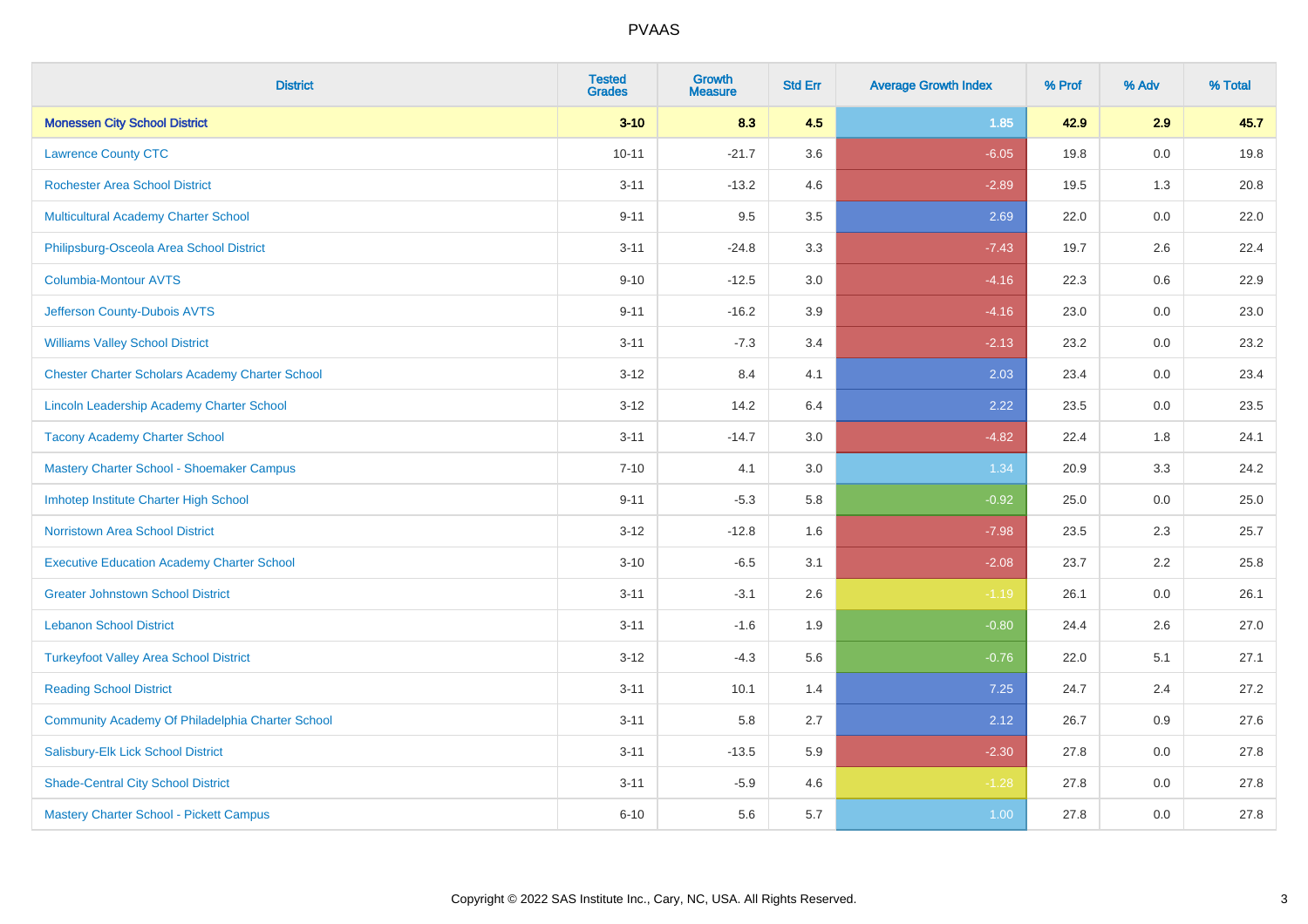# PVAAS

| District | Tested Grades | Growth Measure | Std Err | Average Growth Index | % Prof | % Adv | % Total |
|---|---|---|---|---|---|---|---|
| **Monessen City School District** | **3-10** | **8.3** | **4.5** | **1.85** | **42.9** | **2.9** | **45.7** |
| Lawrence County CTC | 10-11 | -21.7 | 3.6 | -6.05 | 19.8 | 0.0 | 19.8 |
| Rochester Area School District | 3-11 | -13.2 | 4.6 | -2.89 | 19.5 | 1.3 | 20.8 |
| Multicultural Academy Charter School | 9-11 | 9.5 | 3.5 | 2.69 | 22.0 | 0.0 | 22.0 |
| Philipsburg-Osceola Area School District | 3-11 | -24.8 | 3.3 | -7.43 | 19.7 | 2.6 | 22.4 |
| Columbia-Montour AVTS | 9-10 | -12.5 | 3.0 | -4.16 | 22.3 | 0.6 | 22.9 |
| Jefferson County-Dubois AVTS | 9-11 | -16.2 | 3.9 | -4.16 | 23.0 | 0.0 | 23.0 |
| Williams Valley School District | 3-11 | -7.3 | 3.4 | -2.13 | 23.2 | 0.0 | 23.2 |
| Chester Charter Scholars Academy Charter School | 3-12 | 8.4 | 4.1 | 2.03 | 23.4 | 0.0 | 23.4 |
| Lincoln Leadership Academy Charter School | 3-12 | 14.2 | 6.4 | 2.22 | 23.5 | 0.0 | 23.5 |
| Tacony Academy Charter School | 3-11 | -14.7 | 3.0 | -4.82 | 22.4 | 1.8 | 24.1 |
| Mastery Charter School - Shoemaker Campus | 7-10 | 4.1 | 3.0 | 1.34 | 20.9 | 3.3 | 24.2 |
| Imhotep Institute Charter High School | 9-11 | -5.3 | 5.8 | -0.92 | 25.0 | 0.0 | 25.0 |
| Norristown Area School District | 3-12 | -12.8 | 1.6 | -7.98 | 23.5 | 2.3 | 25.7 |
| Executive Education Academy Charter School | 3-10 | -6.5 | 3.1 | -2.08 | 23.7 | 2.2 | 25.8 |
| Greater Johnstown School District | 3-11 | -3.1 | 2.6 | -1.19 | 26.1 | 0.0 | 26.1 |
| Lebanon School District | 3-11 | -1.6 | 1.9 | -0.80 | 24.4 | 2.6 | 27.0 |
| Turkeyfoot Valley Area School District | 3-12 | -4.3 | 5.6 | -0.76 | 22.0 | 5.1 | 27.1 |
| Reading School District | 3-11 | 10.1 | 1.4 | 7.25 | 24.7 | 2.4 | 27.2 |
| Community Academy Of Philadelphia Charter School | 3-11 | 5.8 | 2.7 | 2.12 | 26.7 | 0.9 | 27.6 |
| Salisbury-Elk Lick School District | 3-11 | -13.5 | 5.9 | -2.30 | 27.8 | 0.0 | 27.8 |
| Shade-Central City School District | 3-11 | -5.9 | 4.6 | -1.28 | 27.8 | 0.0 | 27.8 |
| Mastery Charter School - Pickett Campus | 6-10 | 5.6 | 5.7 | 1.00 | 27.8 | 0.0 | 27.8 |

Copyright © 2022 SAS Institute Inc., Cary, NC, USA. All Rights Reserved.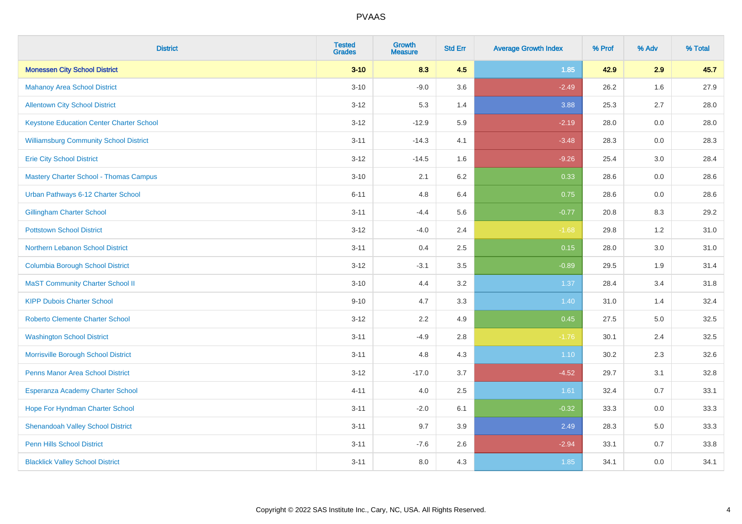# PVAAS

| District | Tested Grades | Growth Measure | Std Err | Average Growth Index | % Prof | % Adv | % Total |
|---|---|---|---|---|---|---|---|
| **Monessen City School District** | **3-10** | **8.3** | **4.5** | **1.85** | **42.9** | **2.9** | **45.7** |
| Mahanoy Area School District | 3-10 | -9.0 | 3.6 | -2.49 | 26.2 | 1.6 | 27.9 |
| Allentown City School District | 3-12 | 5.3 | 1.4 | 3.88 | 25.3 | 2.7 | 28.0 |
| Keystone Education Center Charter School | 3-12 | -12.9 | 5.9 | -2.19 | 28.0 | 0.0 | 28.0 |
| Williamsburg Community School District | 3-11 | -14.3 | 4.1 | -3.48 | 28.3 | 0.0 | 28.3 |
| Erie City School District | 3-12 | -14.5 | 1.6 | -9.26 | 25.4 | 3.0 | 28.4 |
| Mastery Charter School - Thomas Campus | 3-10 | 2.1 | 6.2 | 0.33 | 28.6 | 0.0 | 28.6 |
| Urban Pathways 6-12 Charter School | 6-11 | 4.8 | 6.4 | 0.75 | 28.6 | 0.0 | 28.6 |
| Gillingham Charter School | 3-11 | -4.4 | 5.6 | -0.77 | 20.8 | 8.3 | 29.2 |
| Pottstown School District | 3-12 | -4.0 | 2.4 | -1.68 | 29.8 | 1.2 | 31.0 |
| Northern Lebanon School District | 3-11 | 0.4 | 2.5 | 0.15 | 28.0 | 3.0 | 31.0 |
| Columbia Borough School District | 3-12 | -3.1 | 3.5 | -0.89 | 29.5 | 1.9 | 31.4 |
| MaST Community Charter School II | 3-10 | 4.4 | 3.2 | 1.37 | 28.4 | 3.4 | 31.8 |
| KIPP Dubois Charter School | 9-10 | 4.7 | 3.3 | 1.40 | 31.0 | 1.4 | 32.4 |
| Roberto Clemente Charter School | 3-12 | 2.2 | 4.9 | 0.45 | 27.5 | 5.0 | 32.5 |
| Washington School District | 3-11 | -4.9 | 2.8 | -1.76 | 30.1 | 2.4 | 32.5 |
| Morrisville Borough School District | 3-11 | 4.8 | 4.3 | 1.10 | 30.2 | 2.3 | 32.6 |
| Penns Manor Area School District | 3-12 | -17.0 | 3.7 | -4.52 | 29.7 | 3.1 | 32.8 |
| Esperanza Academy Charter School | 4-11 | 4.0 | 2.5 | 1.61 | 32.4 | 0.7 | 33.1 |
| Hope For Hyndman Charter School | 3-11 | -2.0 | 6.1 | -0.32 | 33.3 | 0.0 | 33.3 |
| Shenandoah Valley School District | 3-11 | 9.7 | 3.9 | 2.49 | 28.3 | 5.0 | 33.3 |
| Penn Hills School District | 3-11 | -7.6 | 2.6 | -2.94 | 33.1 | 0.7 | 33.8 |
| Blacklick Valley School District | 3-11 | 8.0 | 4.3 | 1.85 | 34.1 | 0.0 | 34.1 |

Copyright © 2022 SAS Institute Inc., Cary, NC, USA. All Rights Reserved.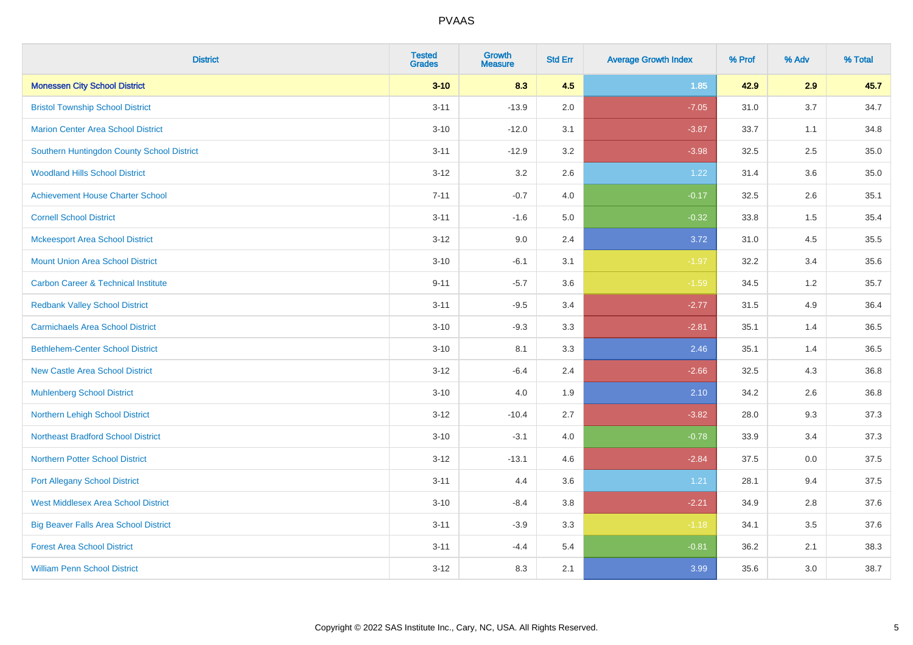| District | Tested Grades | Growth Measure | Std Err | Average Growth Index | % Prof | % Adv | % Total |
|---|---|---|---|---|---|---|---|
| **Monessen City School District** | **3-10** | **8.3** | **4.5** | **1.85** | **42.9** | **2.9** | **45.7** |
| Bristol Township School District | 3-11 | -13.9 | 2.0 | -7.05 | 31.0 | 3.7 | 34.7 |
| Marion Center Area School District | 3-10 | -12.0 | 3.1 | -3.87 | 33.7 | 1.1 | 34.8 |
| Southern Huntingdon County School District | 3-11 | -12.9 | 3.2 | -3.98 | 32.5 | 2.5 | 35.0 |
| Woodland Hills School District | 3-12 | 3.2 | 2.6 | 1.22 | 31.4 | 3.6 | 35.0 |
| Achievement House Charter School | 7-11 | -0.7 | 4.0 | -0.17 | 32.5 | 2.6 | 35.1 |
| Cornell School District | 3-11 | -1.6 | 5.0 | -0.32 | 33.8 | 1.5 | 35.4 |
| Mckeesport Area School District | 3-12 | 9.0 | 2.4 | 3.72 | 31.0 | 4.5 | 35.5 |
| Mount Union Area School District | 3-10 | -6.1 | 3.1 | -1.97 | 32.2 | 3.4 | 35.6 |
| Carbon Career & Technical Institute | 9-11 | -5.7 | 3.6 | -1.59 | 34.5 | 1.2 | 35.7 |
| Redbank Valley School District | 3-11 | -9.5 | 3.4 | -2.77 | 31.5 | 4.9 | 36.4 |
| Carmichaels Area School District | 3-10 | -9.3 | 3.3 | -2.81 | 35.1 | 1.4 | 36.5 |
| Bethlehem-Center School District | 3-10 | 8.1 | 3.3 | 2.46 | 35.1 | 1.4 | 36.5 |
| New Castle Area School District | 3-12 | -6.4 | 2.4 | -2.66 | 32.5 | 4.3 | 36.8 |
| Muhlenberg School District | 3-10 | 4.0 | 1.9 | 2.10 | 34.2 | 2.6 | 36.8 |
| Northern Lehigh School District | 3-12 | -10.4 | 2.7 | -3.82 | 28.0 | 9.3 | 37.3 |
| Northeast Bradford School District | 3-10 | -3.1 | 4.0 | -0.78 | 33.9 | 3.4 | 37.3 |
| Northern Potter School District | 3-12 | -13.1 | 4.6 | -2.84 | 37.5 | 0.0 | 37.5 |
| Port Allegany School District | 3-11 | 4.4 | 3.6 | 1.21 | 28.1 | 9.4 | 37.5 |
| West Middlesex Area School District | 3-10 | -8.4 | 3.8 | -2.21 | 34.9 | 2.8 | 37.6 |
| Big Beaver Falls Area School District | 3-11 | -3.9 | 3.3 | -1.18 | 34.1 | 3.5 | 37.6 |
| Forest Area School District | 3-11 | -4.4 | 5.4 | -0.81 | 36.2 | 2.1 | 38.3 |
| William Penn School District | 3-12 | 8.3 | 2.1 | 3.99 | 35.6 | 3.0 | 38.7 |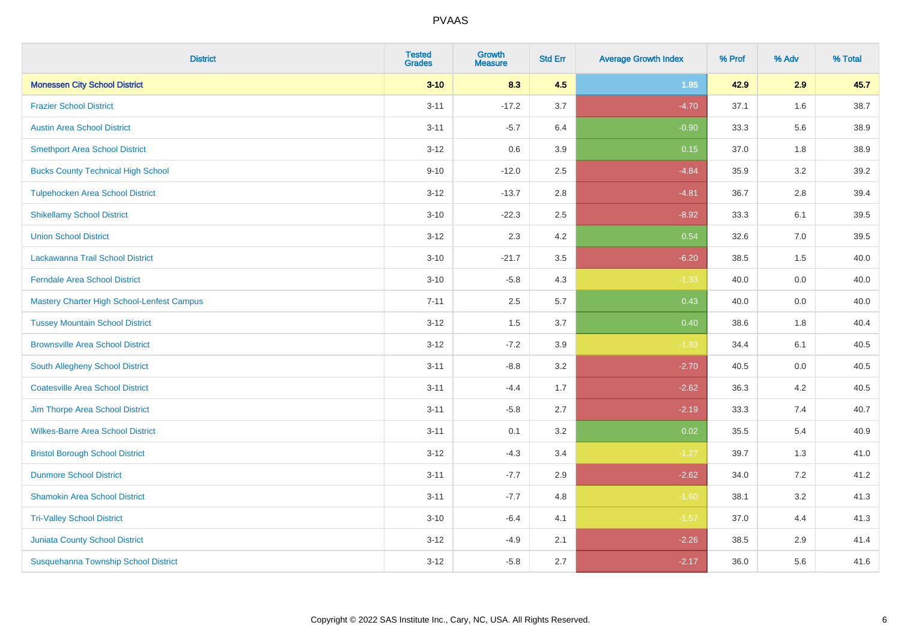# PVAAS

| District | Tested Grades | Growth Measure | Std Err | Average Growth Index | % Prof | % Adv | % Total |
|---|---|---|---|---|---|---|---|
| **Monessen City School District** | **3-10** | **8.3** | **4.5** | **1.85** | **42.9** | **2.9** | **45.7** |
| Frazier School District | 3-11 | -17.2 | 3.7 | -4.70 | 37.1 | 1.6 | 38.7 |
| Austin Area School District | 3-11 | -5.7 | 6.4 | -0.90 | 33.3 | 5.6 | 38.9 |
| Smethport Area School District | 3-12 | 0.6 | 3.9 | 0.15 | 37.0 | 1.8 | 38.9 |
| Bucks County Technical High School | 9-10 | -12.0 | 2.5 | -4.84 | 35.9 | 3.2 | 39.2 |
| Tulpehocken Area School District | 3-12 | -13.7 | 2.8 | -4.81 | 36.7 | 2.8 | 39.4 |
| Shikellamy School District | 3-10 | -22.3 | 2.5 | -8.92 | 33.3 | 6.1 | 39.5 |
| Union School District | 3-12 | 2.3 | 4.2 | 0.54 | 32.6 | 7.0 | 39.5 |
| Lackawanna Trail School District | 3-10 | -21.7 | 3.5 | -6.20 | 38.5 | 1.5 | 40.0 |
| Ferndale Area School District | 3-10 | -5.8 | 4.3 | -1.33 | 40.0 | 0.0 | 40.0 |
| Mastery Charter High School-Lenfest Campus | 7-11 | 2.5 | 5.7 | 0.43 | 40.0 | 0.0 | 40.0 |
| Tussey Mountain School District | 3-12 | 1.5 | 3.7 | 0.40 | 38.6 | 1.8 | 40.4 |
| Brownsville Area School District | 3-12 | -7.2 | 3.9 | -1.83 | 34.4 | 6.1 | 40.5 |
| South Allegheny School District | 3-11 | -8.8 | 3.2 | -2.70 | 40.5 | 0.0 | 40.5 |
| Coatesville Area School District | 3-11 | -4.4 | 1.7 | -2.62 | 36.3 | 4.2 | 40.5 |
| Jim Thorpe Area School District | 3-11 | -5.8 | 2.7 | -2.19 | 33.3 | 7.4 | 40.7 |
| Wilkes-Barre Area School District | 3-11 | 0.1 | 3.2 | 0.02 | 35.5 | 5.4 | 40.9 |
| Bristol Borough School District | 3-12 | -4.3 | 3.4 | -1.27 | 39.7 | 1.3 | 41.0 |
| Dunmore School District | 3-11 | -7.7 | 2.9 | -2.62 | 34.0 | 7.2 | 41.2 |
| Shamokin Area School District | 3-11 | -7.7 | 4.8 | -1.60 | 38.1 | 3.2 | 41.3 |
| Tri-Valley School District | 3-10 | -6.4 | 4.1 | -1.57 | 37.0 | 4.4 | 41.3 |
| Juniata County School District | 3-12 | -4.9 | 2.1 | -2.26 | 38.5 | 2.9 | 41.4 |
| Susquehanna Township School District | 3-12 | -5.8 | 2.7 | -2.17 | 36.0 | 5.6 | 41.6 |

Copyright © 2022 SAS Institute Inc., Cary, NC, USA. All Rights Reserved.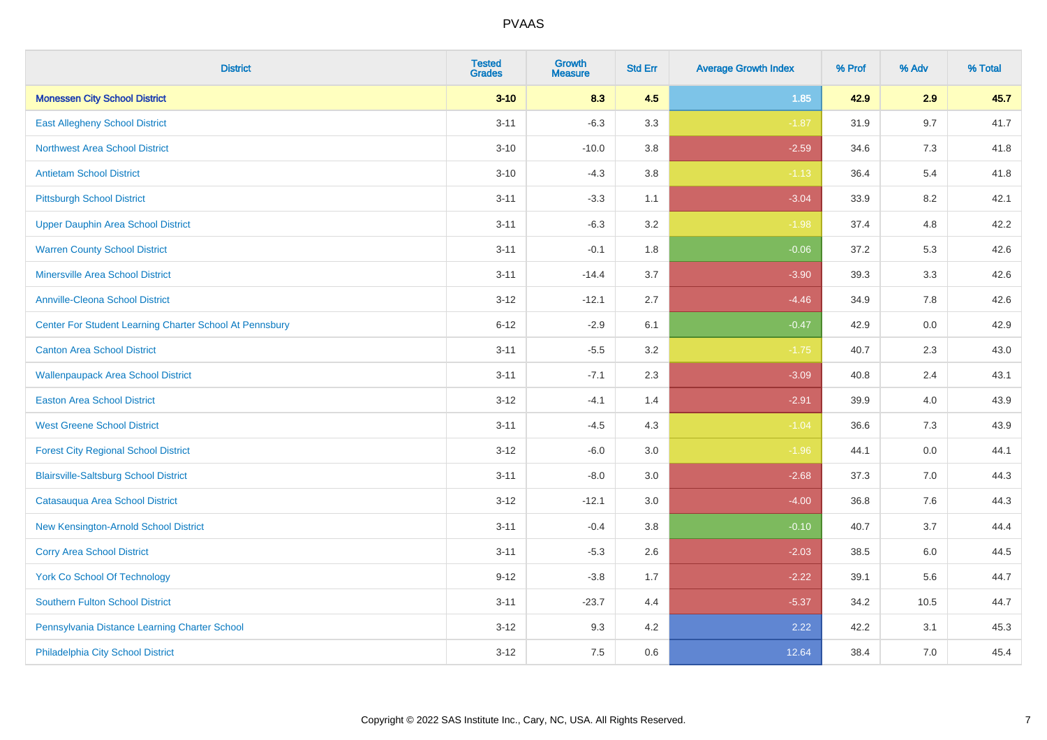PVAAS

| District | Tested Grades | Growth Measure | Std Err | Average Growth Index | % Prof | % Adv | % Total |
|---|---|---|---|---|---|---|---|
| **Monessen City School District** | **3-10** | **8.3** | **4.5** | **1.85** | **42.9** | **2.9** | **45.7** |
| East Allegheny School District | 3-11 | -6.3 | 3.3 | -1.87 | 31.9 | 9.7 | 41.7 |
| Northwest Area School District | 3-10 | -10.0 | 3.8 | -2.59 | 34.6 | 7.3 | 41.8 |
| Antietam School District | 3-10 | -4.3 | 3.8 | -1.13 | 36.4 | 5.4 | 41.8 |
| Pittsburgh School District | 3-11 | -3.3 | 1.1 | -3.04 | 33.9 | 8.2 | 42.1 |
| Upper Dauphin Area School District | 3-11 | -6.3 | 3.2 | -1.98 | 37.4 | 4.8 | 42.2 |
| Warren County School District | 3-11 | -0.1 | 1.8 | -0.06 | 37.2 | 5.3 | 42.6 |
| Minersville Area School District | 3-11 | -14.4 | 3.7 | -3.90 | 39.3 | 3.3 | 42.6 |
| Annville-Cleona School District | 3-12 | -12.1 | 2.7 | -4.46 | 34.9 | 7.8 | 42.6 |
| Center For Student Learning Charter School At Pennsbury | 6-12 | -2.9 | 6.1 | -0.47 | 42.9 | 0.0 | 42.9 |
| Canton Area School District | 3-11 | -5.5 | 3.2 | -1.75 | 40.7 | 2.3 | 43.0 |
| Wallenpaupack Area School District | 3-11 | -7.1 | 2.3 | -3.09 | 40.8 | 2.4 | 43.1 |
| Easton Area School District | 3-12 | -4.1 | 1.4 | -2.91 | 39.9 | 4.0 | 43.9 |
| West Greene School District | 3-11 | -4.5 | 4.3 | -1.04 | 36.6 | 7.3 | 43.9 |
| Forest City Regional School District | 3-12 | -6.0 | 3.0 | -1.96 | 44.1 | 0.0 | 44.1 |
| Blairsville-Saltsburg School District | 3-11 | -8.0 | 3.0 | -2.68 | 37.3 | 7.0 | 44.3 |
| Catasauqua Area School District | 3-12 | -12.1 | 3.0 | -4.00 | 36.8 | 7.6 | 44.3 |
| New Kensington-Arnold School District | 3-11 | -0.4 | 3.8 | -0.10 | 40.7 | 3.7 | 44.4 |
| Corry Area School District | 3-11 | -5.3 | 2.6 | -2.03 | 38.5 | 6.0 | 44.5 |
| York Co School Of Technology | 9-12 | -3.8 | 1.7 | -2.22 | 39.1 | 5.6 | 44.7 |
| Southern Fulton School District | 3-11 | -23.7 | 4.4 | -5.37 | 34.2 | 10.5 | 44.7 |
| Pennsylvania Distance Learning Charter School | 3-12 | 9.3 | 4.2 | 2.22 | 42.2 | 3.1 | 45.3 |
| Philadelphia City School District | 3-12 | 7.5 | 0.6 | 12.64 | 38.4 | 7.0 | 45.4 |

Copyright © 2022 SAS Institute Inc., Cary, NC, USA. All Rights Reserved.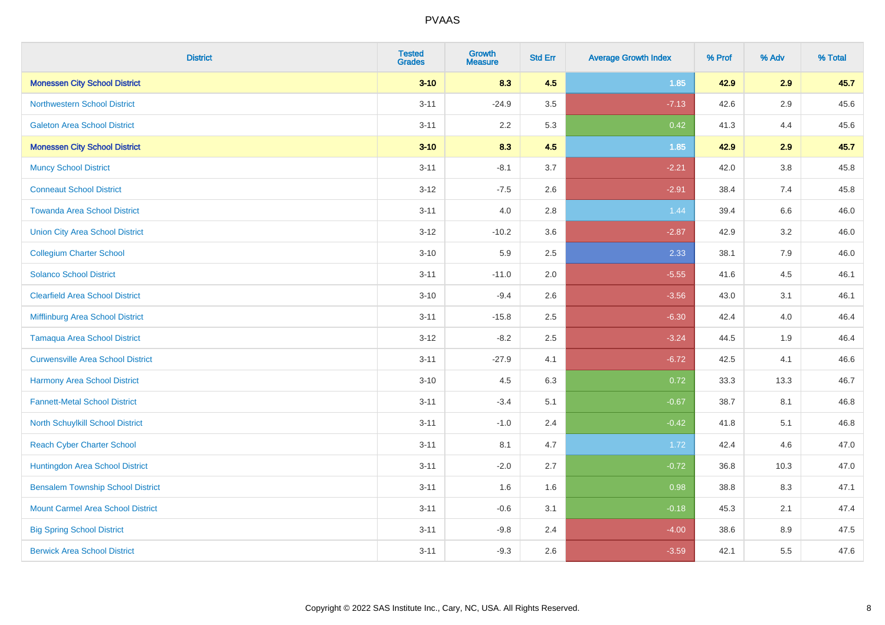| District | Tested Grades | Growth Measure | Std Err | Average Growth Index | % Prof | % Adv | % Total |
|---|---|---|---|---|---|---|---|
| **Monessen City School District** | **3-10** | **8.3** | **4.5** | **1.85** | **42.9** | **2.9** | **45.7** |
| Northwestern School District | 3-11 | -24.9 | 3.5 | -7.13 | 42.6 | 2.9 | 45.6 |
| Galeton Area School District | 3-11 | 2.2 | 5.3 | 0.42 | 41.3 | 4.4 | 45.6 |
| **Monessen City School District** | **3-10** | **8.3** | **4.5** | **1.85** | **42.9** | **2.9** | **45.7** |
| Muncy School District | 3-11 | -8.1 | 3.7 | -2.21 | 42.0 | 3.8 | 45.8 |
| Conneaut School District | 3-12 | -7.5 | 2.6 | -2.91 | 38.4 | 7.4 | 45.8 |
| Towanda Area School District | 3-11 | 4.0 | 2.8 | 1.44 | 39.4 | 6.6 | 46.0 |
| Union City Area School District | 3-12 | -10.2 | 3.6 | -2.87 | 42.9 | 3.2 | 46.0 |
| Collegium Charter School | 3-10 | 5.9 | 2.5 | 2.33 | 38.1 | 7.9 | 46.0 |
| Solanco School District | 3-11 | -11.0 | 2.0 | -5.55 | 41.6 | 4.5 | 46.1 |
| Clearfield Area School District | 3-10 | -9.4 | 2.6 | -3.56 | 43.0 | 3.1 | 46.1 |
| Mifflinburg Area School District | 3-11 | -15.8 | 2.5 | -6.30 | 42.4 | 4.0 | 46.4 |
| Tamaqua Area School District | 3-12 | -8.2 | 2.5 | -3.24 | 44.5 | 1.9 | 46.4 |
| Curwensville Area School District | 3-11 | -27.9 | 4.1 | -6.72 | 42.5 | 4.1 | 46.6 |
| Harmony Area School District | 3-10 | 4.5 | 6.3 | 0.72 | 33.3 | 13.3 | 46.7 |
| Fannett-Metal School District | 3-11 | -3.4 | 5.1 | -0.67 | 38.7 | 8.1 | 46.8 |
| North Schuylkill School District | 3-11 | -1.0 | 2.4 | -0.42 | 41.8 | 5.1 | 46.8 |
| Reach Cyber Charter School | 3-11 | 8.1 | 4.7 | 1.72 | 42.4 | 4.6 | 47.0 |
| Huntingdon Area School District | 3-11 | -2.0 | 2.7 | -0.72 | 36.8 | 10.3 | 47.0 |
| Bensalem Township School District | 3-11 | 1.6 | 1.6 | 0.98 | 38.8 | 8.3 | 47.1 |
| Mount Carmel Area School District | 3-11 | -0.6 | 3.1 | -0.18 | 45.3 | 2.1 | 47.4 |
| Big Spring School District | 3-11 | -9.8 | 2.4 | -4.00 | 38.6 | 8.9 | 47.5 |
| Berwick Area School District | 3-11 | -9.3 | 2.6 | -3.59 | 42.1 | 5.5 | 47.6 |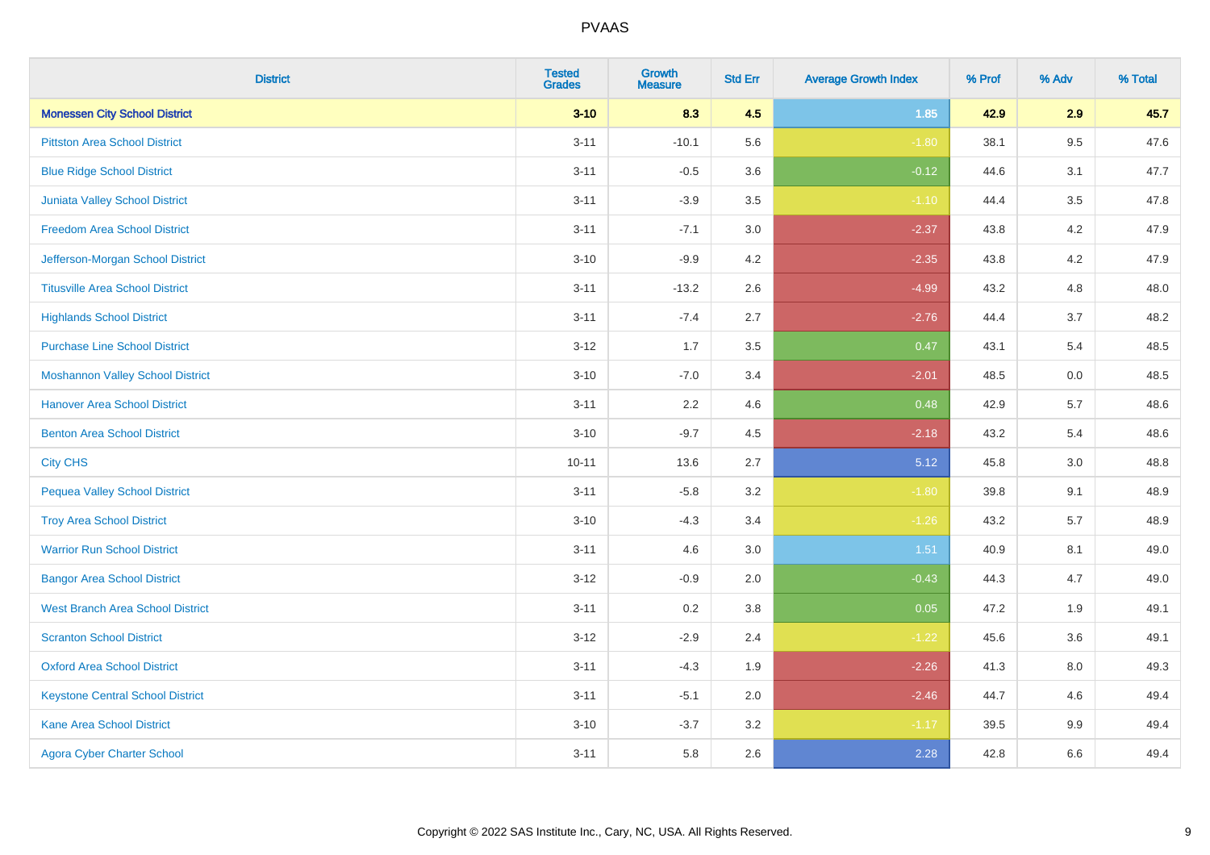| District | Tested Grades | Growth Measure | Std Err | Average Growth Index | % Prof | % Adv | % Total |
|---|---|---|---|---|---|---|---|
| **Monessen City School District** | **3-10** | **8.3** | **4.5** | **1.85** | **42.9** | **2.9** | **45.7** |
| Pittston Area School District | 3-11 | -10.1 | 5.6 | -1.80 | 38.1 | 9.5 | 47.6 |
| Blue Ridge School District | 3-11 | -0.5 | 3.6 | -0.12 | 44.6 | 3.1 | 47.7 |
| Juniata Valley School District | 3-11 | -3.9 | 3.5 | -1.10 | 44.4 | 3.5 | 47.8 |
| Freedom Area School District | 3-11 | -7.1 | 3.0 | -2.37 | 43.8 | 4.2 | 47.9 |
| Jefferson-Morgan School District | 3-10 | -9.9 | 4.2 | -2.35 | 43.8 | 4.2 | 47.9 |
| Titusville Area School District | 3-11 | -13.2 | 2.6 | -4.99 | 43.2 | 4.8 | 48.0 |
| Highlands School District | 3-11 | -7.4 | 2.7 | -2.76 | 44.4 | 3.7 | 48.2 |
| Purchase Line School District | 3-12 | 1.7 | 3.5 | 0.47 | 43.1 | 5.4 | 48.5 |
| Moshannon Valley School District | 3-10 | -7.0 | 3.4 | -2.01 | 48.5 | 0.0 | 48.5 |
| Hanover Area School District | 3-11 | 2.2 | 4.6 | 0.48 | 42.9 | 5.7 | 48.6 |
| Benton Area School District | 3-10 | -9.7 | 4.5 | -2.18 | 43.2 | 5.4 | 48.6 |
| City CHS | 10-11 | 13.6 | 2.7 | 5.12 | 45.8 | 3.0 | 48.8 |
| Pequea Valley School District | 3-11 | -5.8 | 3.2 | -1.80 | 39.8 | 9.1 | 48.9 |
| Troy Area School District | 3-10 | -4.3 | 3.4 | -1.26 | 43.2 | 5.7 | 48.9 |
| Warrior Run School District | 3-11 | 4.6 | 3.0 | 1.51 | 40.9 | 8.1 | 49.0 |
| Bangor Area School District | 3-12 | -0.9 | 2.0 | -0.43 | 44.3 | 4.7 | 49.0 |
| West Branch Area School District | 3-11 | 0.2 | 3.8 | 0.05 | 47.2 | 1.9 | 49.1 |
| Scranton School District | 3-12 | -2.9 | 2.4 | -1.22 | 45.6 | 3.6 | 49.1 |
| Oxford Area School District | 3-11 | -4.3 | 1.9 | -2.26 | 41.3 | 8.0 | 49.3 |
| Keystone Central School District | 3-11 | -5.1 | 2.0 | -2.46 | 44.7 | 4.6 | 49.4 |
| Kane Area School District | 3-10 | -3.7 | 3.2 | -1.17 | 39.5 | 9.9 | 49.4 |
| Agora Cyber Charter School | 3-11 | 5.8 | 2.6 | 2.28 | 42.8 | 6.6 | 49.4 |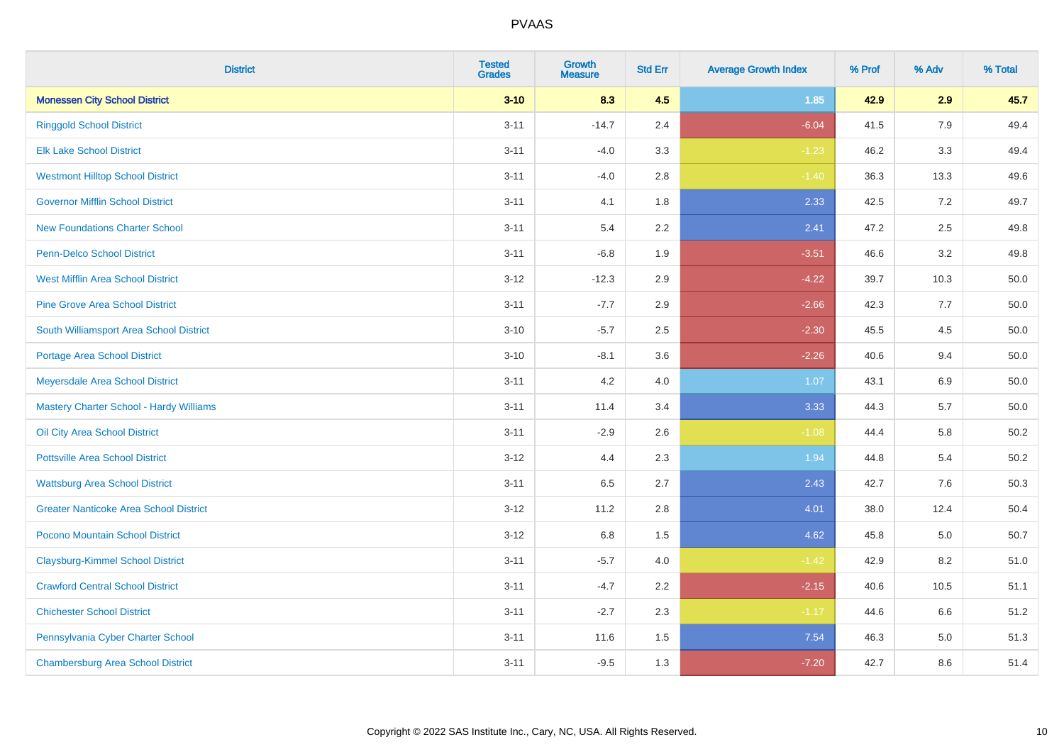| District | Tested Grades | Growth Measure | Std Err | Average Growth Index | % Prof | % Adv | % Total |
|---|---|---|---|---|---|---|---|
| **Monessen City School District** | **3-10** | **8.3** | **4.5** | **1.85** | **42.9** | **2.9** | **45.7** |
| Ringgold School District | 3-11 | -14.7 | 2.4 | -6.04 | 41.5 | 7.9 | 49.4 |
| Elk Lake School District | 3-11 | -4.0 | 3.3 | -1.23 | 46.2 | 3.3 | 49.4 |
| Westmont Hilltop School District | 3-11 | -4.0 | 2.8 | -1.40 | 36.3 | 13.3 | 49.6 |
| Governor Mifflin School District | 3-11 | 4.1 | 1.8 | 2.33 | 42.5 | 7.2 | 49.7 |
| New Foundations Charter School | 3-11 | 5.4 | 2.2 | 2.41 | 47.2 | 2.5 | 49.8 |
| Penn-Delco School District | 3-11 | -6.8 | 1.9 | -3.51 | 46.6 | 3.2 | 49.8 |
| West Mifflin Area School District | 3-12 | -12.3 | 2.9 | -4.22 | 39.7 | 10.3 | 50.0 |
| Pine Grove Area School District | 3-11 | -7.7 | 2.9 | -2.66 | 42.3 | 7.7 | 50.0 |
| South Williamsport Area School District | 3-10 | -5.7 | 2.5 | -2.30 | 45.5 | 4.5 | 50.0 |
| Portage Area School District | 3-10 | -8.1 | 3.6 | -2.26 | 40.6 | 9.4 | 50.0 |
| Meyersdale Area School District | 3-11 | 4.2 | 4.0 | 1.07 | 43.1 | 6.9 | 50.0 |
| Mastery Charter School - Hardy Williams | 3-11 | 11.4 | 3.4 | 3.33 | 44.3 | 5.7 | 50.0 |
| Oil City Area School District | 3-11 | -2.9 | 2.6 | -1.08 | 44.4 | 5.8 | 50.2 |
| Pottsville Area School District | 3-12 | 4.4 | 2.3 | 1.94 | 44.8 | 5.4 | 50.2 |
| Wattsburg Area School District | 3-11 | 6.5 | 2.7 | 2.43 | 42.7 | 7.6 | 50.3 |
| Greater Nanticoke Area School District | 3-12 | 11.2 | 2.8 | 4.01 | 38.0 | 12.4 | 50.4 |
| Pocono Mountain School District | 3-12 | 6.8 | 1.5 | 4.62 | 45.8 | 5.0 | 50.7 |
| Claysburg-Kimmel School District | 3-11 | -5.7 | 4.0 | -1.42 | 42.9 | 8.2 | 51.0 |
| Crawford Central School District | 3-11 | -4.7 | 2.2 | -2.15 | 40.6 | 10.5 | 51.1 |
| Chichester School District | 3-11 | -2.7 | 2.3 | -1.17 | 44.6 | 6.6 | 51.2 |
| Pennsylvania Cyber Charter School | 3-11 | 11.6 | 1.5 | 7.54 | 46.3 | 5.0 | 51.3 |
| Chambersburg Area School District | 3-11 | -9.5 | 1.3 | -7.20 | 42.7 | 8.6 | 51.4 |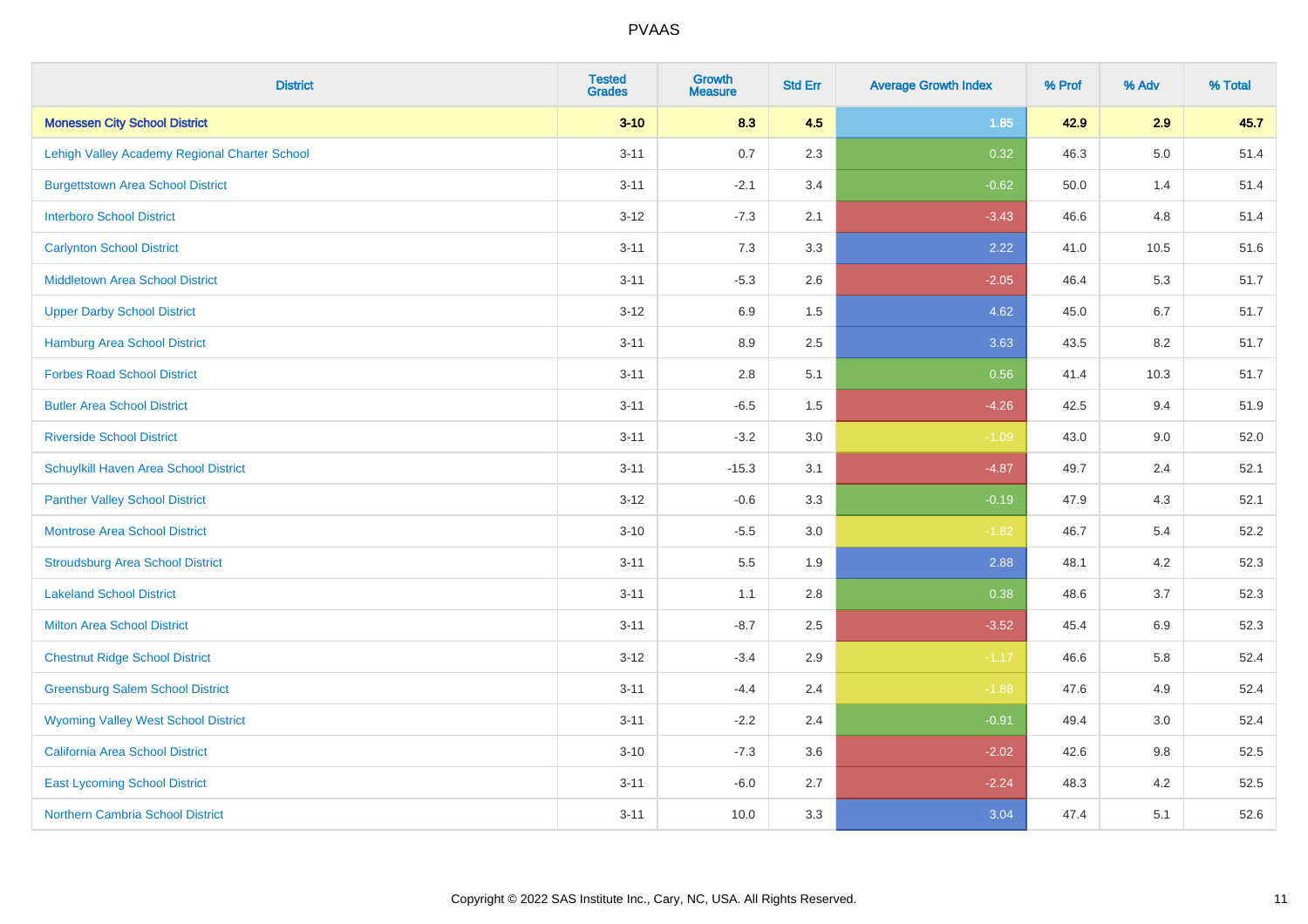| District | Tested Grades | Growth Measure | Std Err | Average Growth Index | % Prof | % Adv | % Total |
|---|---|---|---|---|---|---|---|
| **Monessen City School District** | **3-10** | **8.3** | **4.5** | **1.85** | **42.9** | **2.9** | **45.7** |
| Lehigh Valley Academy Regional Charter School | 3-11 | 0.7 | 2.3 | 0.32 | 46.3 | 5.0 | 51.4 |
| Burgettstown Area School District | 3-11 | -2.1 | 3.4 | -0.62 | 50.0 | 1.4 | 51.4 |
| Interboro School District | 3-12 | -7.3 | 2.1 | -3.43 | 46.6 | 4.8 | 51.4 |
| Carlynton School District | 3-11 | 7.3 | 3.3 | 2.22 | 41.0 | 10.5 | 51.6 |
| Middletown Area School District | 3-11 | -5.3 | 2.6 | -2.05 | 46.4 | 5.3 | 51.7 |
| Upper Darby School District | 3-12 | 6.9 | 1.5 | 4.62 | 45.0 | 6.7 | 51.7 |
| Hamburg Area School District | 3-11 | 8.9 | 2.5 | 3.63 | 43.5 | 8.2 | 51.7 |
| Forbes Road School District | 3-11 | 2.8 | 5.1 | 0.56 | 41.4 | 10.3 | 51.7 |
| Butler Area School District | 3-11 | -6.5 | 1.5 | -4.26 | 42.5 | 9.4 | 51.9 |
| Riverside School District | 3-11 | -3.2 | 3.0 | -1.09 | 43.0 | 9.0 | 52.0 |
| Schuylkill Haven Area School District | 3-11 | -15.3 | 3.1 | -4.87 | 49.7 | 2.4 | 52.1 |
| Panther Valley School District | 3-12 | -0.6 | 3.3 | -0.19 | 47.9 | 4.3 | 52.1 |
| Montrose Area School District | 3-10 | -5.5 | 3.0 | -1.82 | 46.7 | 5.4 | 52.2 |
| Stroudsburg Area School District | 3-11 | 5.5 | 1.9 | 2.88 | 48.1 | 4.2 | 52.3 |
| Lakeland School District | 3-11 | 1.1 | 2.8 | 0.38 | 48.6 | 3.7 | 52.3 |
| Milton Area School District | 3-11 | -8.7 | 2.5 | -3.52 | 45.4 | 6.9 | 52.3 |
| Chestnut Ridge School District | 3-12 | -3.4 | 2.9 | -1.17 | 46.6 | 5.8 | 52.4 |
| Greensburg Salem School District | 3-11 | -4.4 | 2.4 | -1.88 | 47.6 | 4.9 | 52.4 |
| Wyoming Valley West School District | 3-11 | -2.2 | 2.4 | -0.91 | 49.4 | 3.0 | 52.4 |
| California Area School District | 3-10 | -7.3 | 3.6 | -2.02 | 42.6 | 9.8 | 52.5 |
| East Lycoming School District | 3-11 | -6.0 | 2.7 | -2.24 | 48.3 | 4.2 | 52.5 |
| Northern Cambria School District | 3-11 | 10.0 | 3.3 | 3.04 | 47.4 | 5.1 | 52.6 |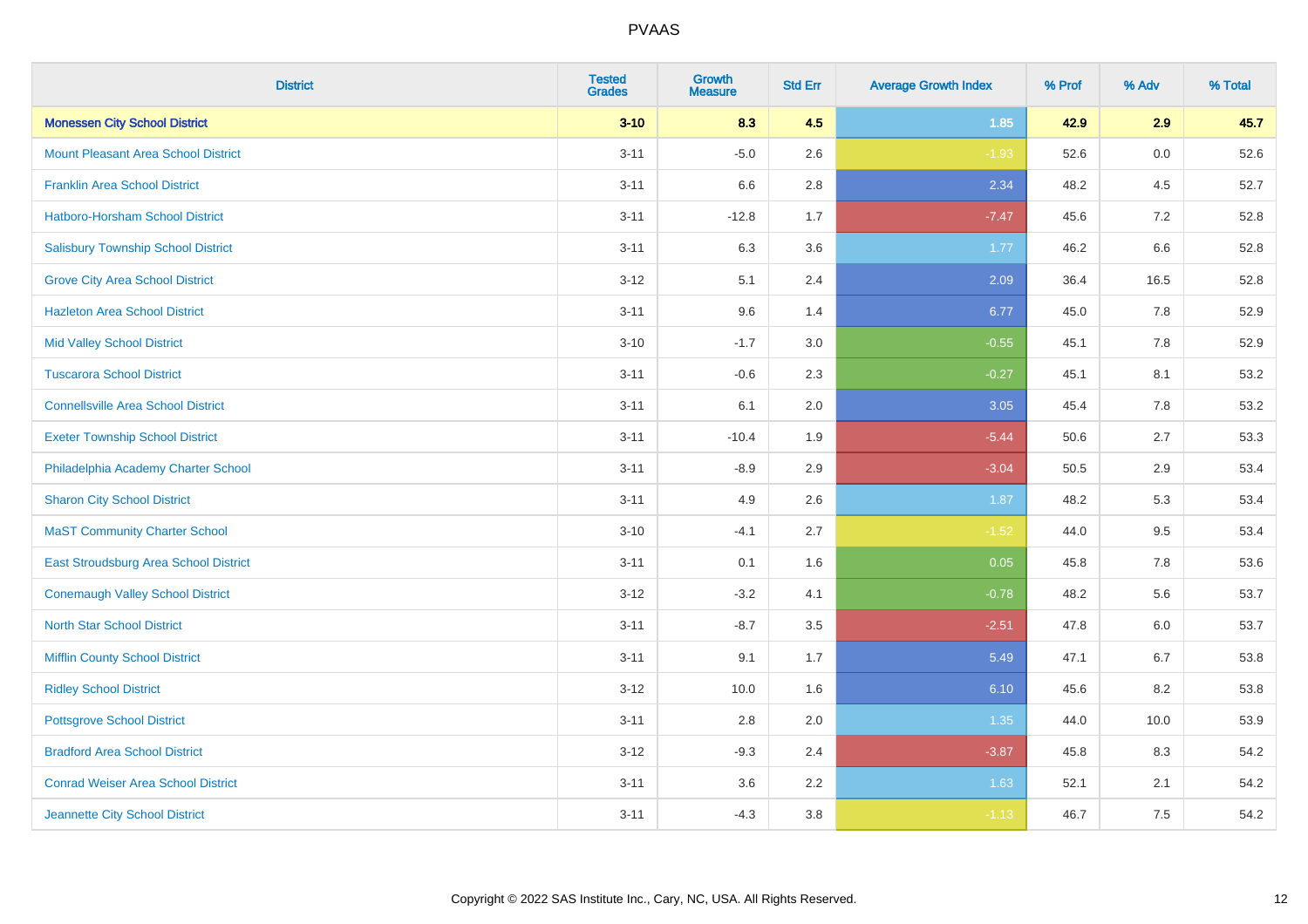# PVAAS

| District | Tested Grades | Growth Measure | Std Err | Average Growth Index | % Prof | % Adv | % Total |
|---|---|---|---|---|---|---|---|
| **Monessen City School District** | **3-10** | **8.3** | **4.5** | **1.85** | **42.9** | **2.9** | **45.7** |
| Mount Pleasant Area School District | 3-11 | -5.0 | 2.6 | -1.93 | 52.6 | 0.0 | 52.6 |
| Franklin Area School District | 3-11 | 6.6 | 2.8 | 2.34 | 48.2 | 4.5 | 52.7 |
| Hatboro-Horsham School District | 3-11 | -12.8 | 1.7 | -7.47 | 45.6 | 7.2 | 52.8 |
| Salisbury Township School District | 3-11 | 6.3 | 3.6 | 1.77 | 46.2 | 6.6 | 52.8 |
| Grove City Area School District | 3-12 | 5.1 | 2.4 | 2.09 | 36.4 | 16.5 | 52.8 |
| Hazleton Area School District | 3-11 | 9.6 | 1.4 | 6.77 | 45.0 | 7.8 | 52.9 |
| Mid Valley School District | 3-10 | -1.7 | 3.0 | -0.55 | 45.1 | 7.8 | 52.9 |
| Tuscarora School District | 3-11 | -0.6 | 2.3 | -0.27 | 45.1 | 8.1 | 53.2 |
| Connellsville Area School District | 3-11 | 6.1 | 2.0 | 3.05 | 45.4 | 7.8 | 53.2 |
| Exeter Township School District | 3-11 | -10.4 | 1.9 | -5.44 | 50.6 | 2.7 | 53.3 |
| Philadelphia Academy Charter School | 3-11 | -8.9 | 2.9 | -3.04 | 50.5 | 2.9 | 53.4 |
| Sharon City School District | 3-11 | 4.9 | 2.6 | 1.87 | 48.2 | 5.3 | 53.4 |
| MaST Community Charter School | 3-10 | -4.1 | 2.7 | -1.52 | 44.0 | 9.5 | 53.4 |
| East Stroudsburg Area School District | 3-11 | 0.1 | 1.6 | 0.05 | 45.8 | 7.8 | 53.6 |
| Conemaugh Valley School District | 3-12 | -3.2 | 4.1 | -0.78 | 48.2 | 5.6 | 53.7 |
| North Star School District | 3-11 | -8.7 | 3.5 | -2.51 | 47.8 | 6.0 | 53.7 |
| Mifflin County School District | 3-11 | 9.1 | 1.7 | 5.49 | 47.1 | 6.7 | 53.8 |
| Ridley School District | 3-12 | 10.0 | 1.6 | 6.10 | 45.6 | 8.2 | 53.8 |
| Pottsgrove School District | 3-11 | 2.8 | 2.0 | 1.35 | 44.0 | 10.0 | 53.9 |
| Bradford Area School District | 3-12 | -9.3 | 2.4 | -3.87 | 45.8 | 8.3 | 54.2 |
| Conrad Weiser Area School District | 3-11 | 3.6 | 2.2 | 1.63 | 52.1 | 2.1 | 54.2 |
| Jeannette City School District | 3-11 | -4.3 | 3.8 | -1.13 | 46.7 | 7.5 | 54.2 |

Copyright © 2022 SAS Institute Inc., Cary, NC, USA. All Rights Reserved.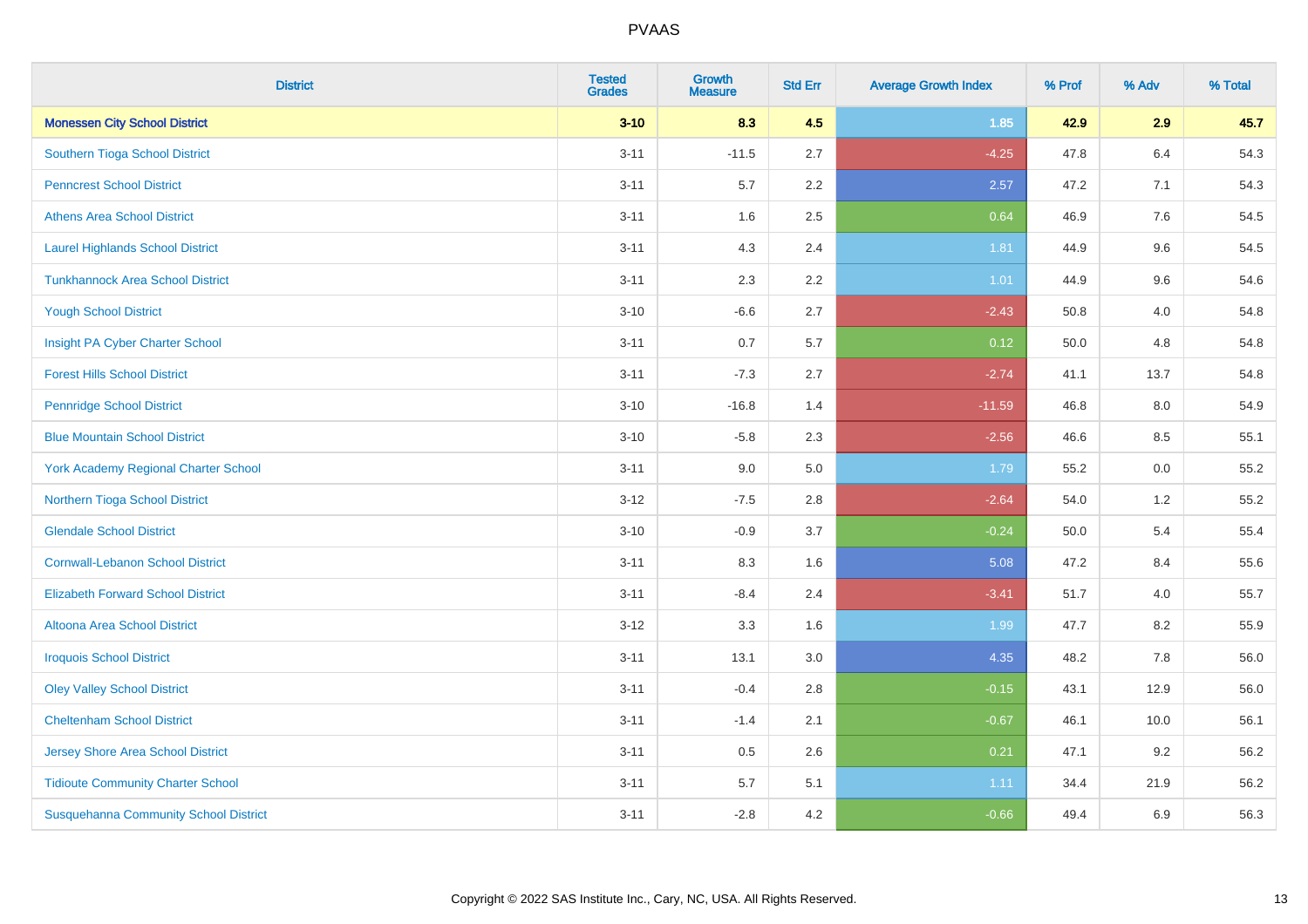| District | Tested Grades | Growth Measure | Std Err | Average Growth Index | % Prof | % Adv | % Total |
|---|---|---|---|---|---|---|---|
| **Monessen City School District** | **3-10** | **8.3** | **4.5** | **1.85** | **42.9** | **2.9** | **45.7** |
| Southern Tioga School District | 3-11 | -11.5 | 2.7 | -4.25 | 47.8 | 6.4 | 54.3 |
| Penncrest School District | 3-11 | 5.7 | 2.2 | 2.57 | 47.2 | 7.1 | 54.3 |
| Athens Area School District | 3-11 | 1.6 | 2.5 | 0.64 | 46.9 | 7.6 | 54.5 |
| Laurel Highlands School District | 3-11 | 4.3 | 2.4 | 1.81 | 44.9 | 9.6 | 54.5 |
| Tunkhannock Area School District | 3-11 | 2.3 | 2.2 | 1.01 | 44.9 | 9.6 | 54.6 |
| Yough School District | 3-10 | -6.6 | 2.7 | -2.43 | 50.8 | 4.0 | 54.8 |
| Insight PA Cyber Charter School | 3-11 | 0.7 | 5.7 | 0.12 | 50.0 | 4.8 | 54.8 |
| Forest Hills School District | 3-11 | -7.3 | 2.7 | -2.74 | 41.1 | 13.7 | 54.8 |
| Pennridge School District | 3-10 | -16.8 | 1.4 | -11.59 | 46.8 | 8.0 | 54.9 |
| Blue Mountain School District | 3-10 | -5.8 | 2.3 | -2.56 | 46.6 | 8.5 | 55.1 |
| York Academy Regional Charter School | 3-11 | 9.0 | 5.0 | 1.79 | 55.2 | 0.0 | 55.2 |
| Northern Tioga School District | 3-12 | -7.5 | 2.8 | -2.64 | 54.0 | 1.2 | 55.2 |
| Glendale School District | 3-10 | -0.9 | 3.7 | -0.24 | 50.0 | 5.4 | 55.4 |
| Cornwall-Lebanon School District | 3-11 | 8.3 | 1.6 | 5.08 | 47.2 | 8.4 | 55.6 |
| Elizabeth Forward School District | 3-11 | -8.4 | 2.4 | -3.41 | 51.7 | 4.0 | 55.7 |
| Altoona Area School District | 3-12 | 3.3 | 1.6 | 1.99 | 47.7 | 8.2 | 55.9 |
| Iroquois School District | 3-11 | 13.1 | 3.0 | 4.35 | 48.2 | 7.8 | 56.0 |
| Oley Valley School District | 3-11 | -0.4 | 2.8 | -0.15 | 43.1 | 12.9 | 56.0 |
| Cheltenham School District | 3-11 | -1.4 | 2.1 | -0.67 | 46.1 | 10.0 | 56.1 |
| Jersey Shore Area School District | 3-11 | 0.5 | 2.6 | 0.21 | 47.1 | 9.2 | 56.2 |
| Tidioute Community Charter School | 3-11 | 5.7 | 5.1 | 1.11 | 34.4 | 21.9 | 56.2 |
| Susquehanna Community School District | 3-11 | -2.8 | 4.2 | -0.66 | 49.4 | 6.9 | 56.3 |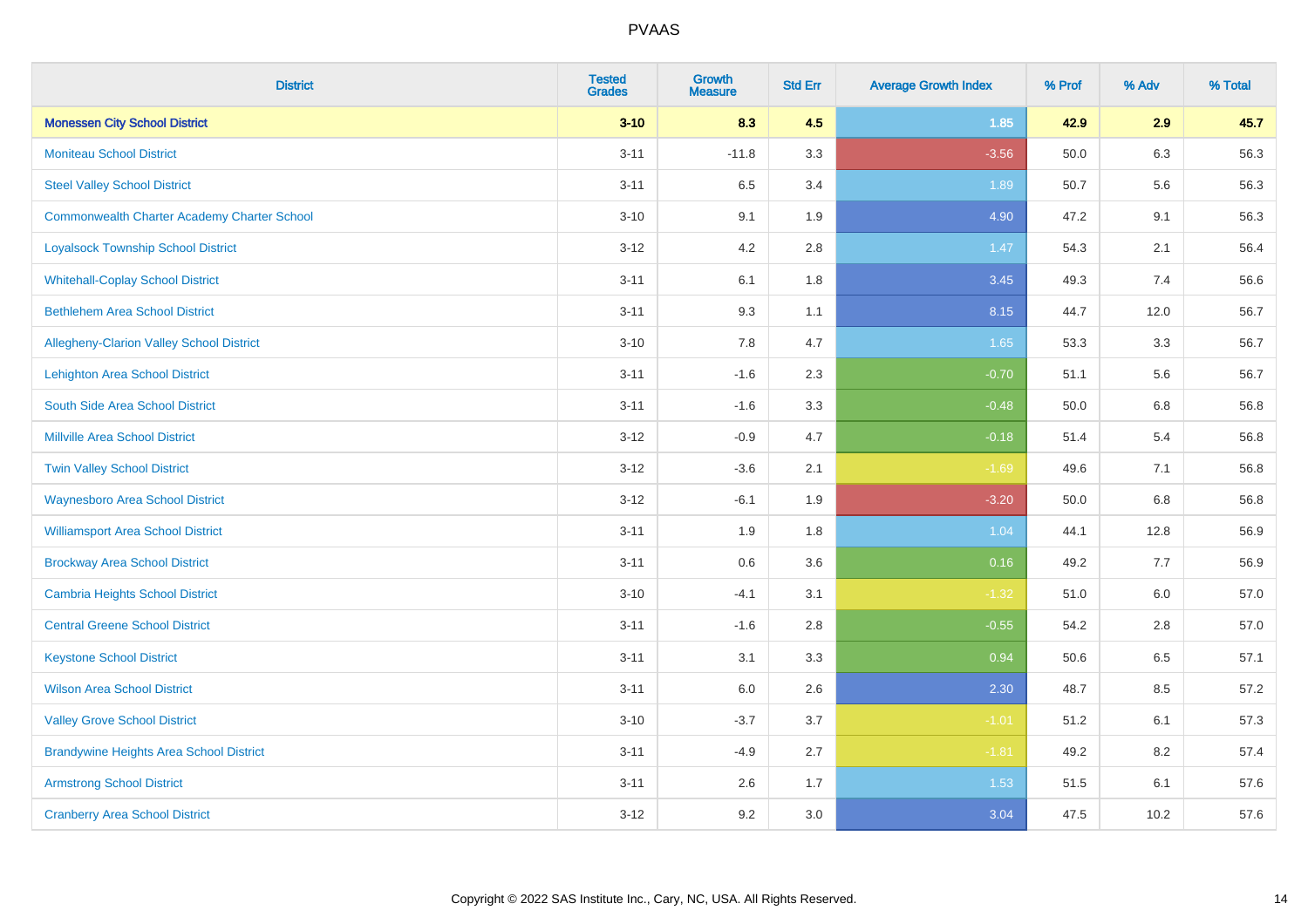| District | Tested Grades | Growth Measure | Std Err | Average Growth Index | % Prof | % Adv | % Total |
|---|---|---|---|---|---|---|---|
| **Monessen City School District** | **3-10** | **8.3** | **4.5** | **1.85** | **42.9** | **2.9** | **45.7** |
| Moniteau School District | 3-11 | -11.8 | 3.3 | -3.56 | 50.0 | 6.3 | 56.3 |
| Steel Valley School District | 3-11 | 6.5 | 3.4 | 1.89 | 50.7 | 5.6 | 56.3 |
| Commonwealth Charter Academy Charter School | 3-10 | 9.1 | 1.9 | 4.90 | 47.2 | 9.1 | 56.3 |
| Loyalsock Township School District | 3-12 | 4.2 | 2.8 | 1.47 | 54.3 | 2.1 | 56.4 |
| Whitehall-Coplay School District | 3-11 | 6.1 | 1.8 | 3.45 | 49.3 | 7.4 | 56.6 |
| Bethlehem Area School District | 3-11 | 9.3 | 1.1 | 8.15 | 44.7 | 12.0 | 56.7 |
| Allegheny-Clarion Valley School District | 3-10 | 7.8 | 4.7 | 1.65 | 53.3 | 3.3 | 56.7 |
| Lehighton Area School District | 3-11 | -1.6 | 2.3 | -0.70 | 51.1 | 5.6 | 56.7 |
| South Side Area School District | 3-11 | -1.6 | 3.3 | -0.48 | 50.0 | 6.8 | 56.8 |
| Millville Area School District | 3-12 | -0.9 | 4.7 | -0.18 | 51.4 | 5.4 | 56.8 |
| Twin Valley School District | 3-12 | -3.6 | 2.1 | -1.69 | 49.6 | 7.1 | 56.8 |
| Waynesboro Area School District | 3-12 | -6.1 | 1.9 | -3.20 | 50.0 | 6.8 | 56.8 |
| Williamsport Area School District | 3-11 | 1.9 | 1.8 | 1.04 | 44.1 | 12.8 | 56.9 |
| Brockway Area School District | 3-11 | 0.6 | 3.6 | 0.16 | 49.2 | 7.7 | 56.9 |
| Cambria Heights School District | 3-10 | -4.1 | 3.1 | -1.32 | 51.0 | 6.0 | 57.0 |
| Central Greene School District | 3-11 | -1.6 | 2.8 | -0.55 | 54.2 | 2.8 | 57.0 |
| Keystone School District | 3-11 | 3.1 | 3.3 | 0.94 | 50.6 | 6.5 | 57.1 |
| Wilson Area School District | 3-11 | 6.0 | 2.6 | 2.30 | 48.7 | 8.5 | 57.2 |
| Valley Grove School District | 3-10 | -3.7 | 3.7 | -1.01 | 51.2 | 6.1 | 57.3 |
| Brandywine Heights Area School District | 3-11 | -4.9 | 2.7 | -1.81 | 49.2 | 8.2 | 57.4 |
| Armstrong School District | 3-11 | 2.6 | 1.7 | 1.53 | 51.5 | 6.1 | 57.6 |
| Cranberry Area School District | 3-12 | 9.2 | 3.0 | 3.04 | 47.5 | 10.2 | 57.6 |

Copyright © 2022 SAS Institute Inc., Cary, NC, USA. All Rights Reserved.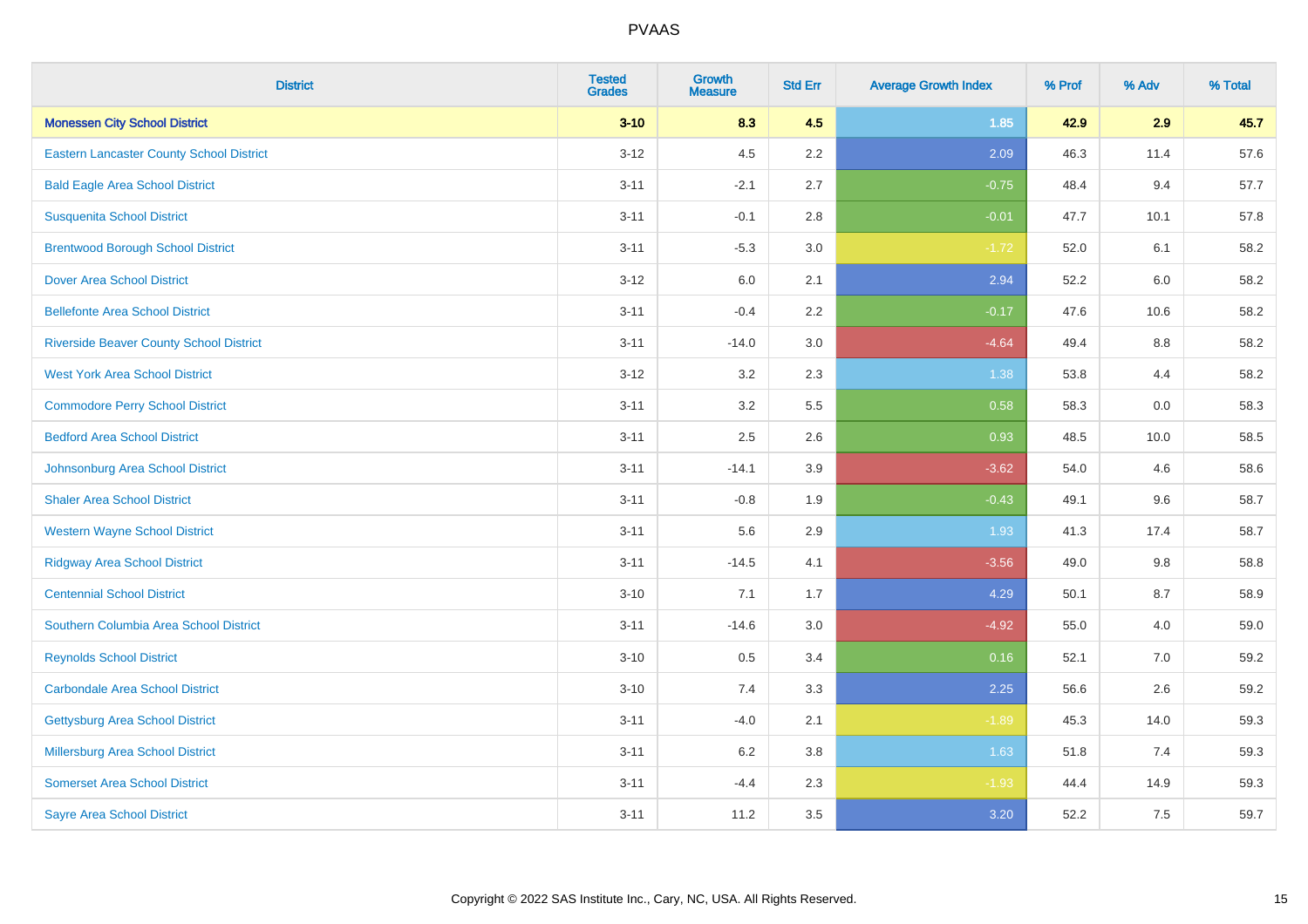| District | Tested Grades | Growth Measure | Std Err | Average Growth Index | % Prof | % Adv | % Total |
|---|---|---|---|---|---|---|---|
| **Monessen City School District** | **3-10** | **8.3** | **4.5** | **1.85** | **42.9** | **2.9** | **45.7** |
| Eastern Lancaster County School District | 3-12 | 4.5 | 2.2 | 2.09 | 46.3 | 11.4 | 57.6 |
| Bald Eagle Area School District | 3-11 | -2.1 | 2.7 | -0.75 | 48.4 | 9.4 | 57.7 |
| Susquenita School District | 3-11 | -0.1 | 2.8 | -0.01 | 47.7 | 10.1 | 57.8 |
| Brentwood Borough School District | 3-11 | -5.3 | 3.0 | -1.72 | 52.0 | 6.1 | 58.2 |
| Dover Area School District | 3-12 | 6.0 | 2.1 | 2.94 | 52.2 | 6.0 | 58.2 |
| Bellefonte Area School District | 3-11 | -0.4 | 2.2 | -0.17 | 47.6 | 10.6 | 58.2 |
| Riverside Beaver County School District | 3-11 | -14.0 | 3.0 | -4.64 | 49.4 | 8.8 | 58.2 |
| West York Area School District | 3-12 | 3.2 | 2.3 | 1.38 | 53.8 | 4.4 | 58.2 |
| Commodore Perry School District | 3-11 | 3.2 | 5.5 | 0.58 | 58.3 | 0.0 | 58.3 |
| Bedford Area School District | 3-11 | 2.5 | 2.6 | 0.93 | 48.5 | 10.0 | 58.5 |
| Johnsonburg Area School District | 3-11 | -14.1 | 3.9 | -3.62 | 54.0 | 4.6 | 58.6 |
| Shaler Area School District | 3-11 | -0.8 | 1.9 | -0.43 | 49.1 | 9.6 | 58.7 |
| Western Wayne School District | 3-11 | 5.6 | 2.9 | 1.93 | 41.3 | 17.4 | 58.7 |
| Ridgway Area School District | 3-11 | -14.5 | 4.1 | -3.56 | 49.0 | 9.8 | 58.8 |
| Centennial School District | 3-10 | 7.1 | 1.7 | 4.29 | 50.1 | 8.7 | 58.9 |
| Southern Columbia Area School District | 3-11 | -14.6 | 3.0 | -4.92 | 55.0 | 4.0 | 59.0 |
| Reynolds School District | 3-10 | 0.5 | 3.4 | 0.16 | 52.1 | 7.0 | 59.2 |
| Carbondale Area School District | 3-10 | 7.4 | 3.3 | 2.25 | 56.6 | 2.6 | 59.2 |
| Gettysburg Area School District | 3-11 | -4.0 | 2.1 | -1.89 | 45.3 | 14.0 | 59.3 |
| Millersburg Area School District | 3-11 | 6.2 | 3.8 | 1.63 | 51.8 | 7.4 | 59.3 |
| Somerset Area School District | 3-11 | -4.4 | 2.3 | -1.93 | 44.4 | 14.9 | 59.3 |
| Sayre Area School District | 3-11 | 11.2 | 3.5 | 3.20 | 52.2 | 7.5 | 59.7 |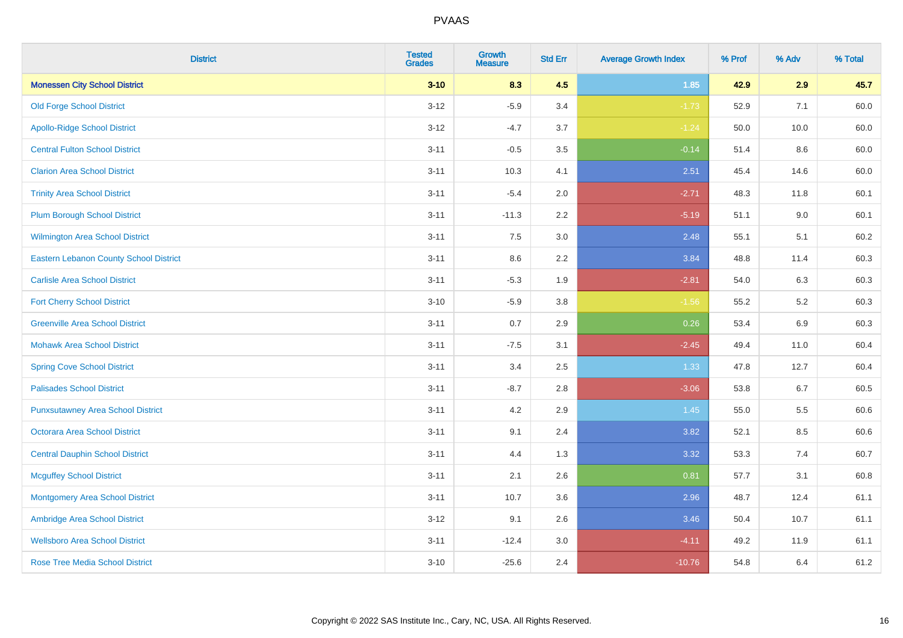# PVAAS

| District | Tested Grades | Growth Measure | Std Err | Average Growth Index | % Prof | % Adv | % Total |
|---|---|---|---|---|---|---|---|
| **Monessen City School District** | **3-10** | **8.3** | **4.5** | **1.85** | **42.9** | **2.9** | **45.7** |
| Old Forge School District | 3-12 | -5.9 | 3.4 | -1.73 | 52.9 | 7.1 | 60.0 |
| Apollo-Ridge School District | 3-12 | -4.7 | 3.7 | -1.24 | 50.0 | 10.0 | 60.0 |
| Central Fulton School District | 3-11 | -0.5 | 3.5 | -0.14 | 51.4 | 8.6 | 60.0 |
| Clarion Area School District | 3-11 | 10.3 | 4.1 | 2.51 | 45.4 | 14.6 | 60.0 |
| Trinity Area School District | 3-11 | -5.4 | 2.0 | -2.71 | 48.3 | 11.8 | 60.1 |
| Plum Borough School District | 3-11 | -11.3 | 2.2 | -5.19 | 51.1 | 9.0 | 60.1 |
| Wilmington Area School District | 3-11 | 7.5 | 3.0 | 2.48 | 55.1 | 5.1 | 60.2 |
| Eastern Lebanon County School District | 3-11 | 8.6 | 2.2 | 3.84 | 48.8 | 11.4 | 60.3 |
| Carlisle Area School District | 3-11 | -5.3 | 1.9 | -2.81 | 54.0 | 6.3 | 60.3 |
| Fort Cherry School District | 3-10 | -5.9 | 3.8 | -1.56 | 55.2 | 5.2 | 60.3 |
| Greenville Area School District | 3-11 | 0.7 | 2.9 | 0.26 | 53.4 | 6.9 | 60.3 |
| Mohawk Area School District | 3-11 | -7.5 | 3.1 | -2.45 | 49.4 | 11.0 | 60.4 |
| Spring Cove School District | 3-11 | 3.4 | 2.5 | 1.33 | 47.8 | 12.7 | 60.4 |
| Palisades School District | 3-11 | -8.7 | 2.8 | -3.06 | 53.8 | 6.7 | 60.5 |
| Punxsutawney Area School District | 3-11 | 4.2 | 2.9 | 1.45 | 55.0 | 5.5 | 60.6 |
| Octorara Area School District | 3-11 | 9.1 | 2.4 | 3.82 | 52.1 | 8.5 | 60.6 |
| Central Dauphin School District | 3-11 | 4.4 | 1.3 | 3.32 | 53.3 | 7.4 | 60.7 |
| Mcguffey School District | 3-11 | 2.1 | 2.6 | 0.81 | 57.7 | 3.1 | 60.8 |
| Montgomery Area School District | 3-11 | 10.7 | 3.6 | 2.96 | 48.7 | 12.4 | 61.1 |
| Ambridge Area School District | 3-12 | 9.1 | 2.6 | 3.46 | 50.4 | 10.7 | 61.1 |
| Wellsboro Area School District | 3-11 | -12.4 | 3.0 | -4.11 | 49.2 | 11.9 | 61.1 |
| Rose Tree Media School District | 3-10 | -25.6 | 2.4 | -10.76 | 54.8 | 6.4 | 61.2 |

Copyright © 2022 SAS Institute Inc., Cary, NC, USA. All Rights Reserved.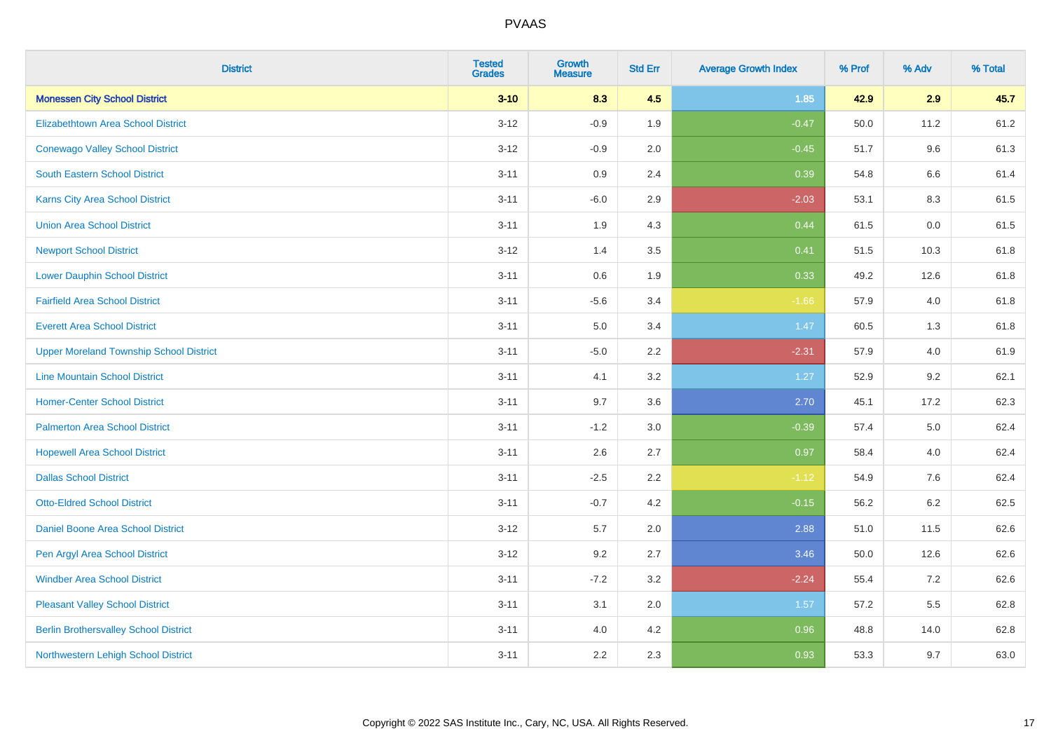# PVAAS

| District | Tested Grades | Growth Measure | Std Err | Average Growth Index | % Prof | % Adv | % Total |
|---|---|---|---|---|---|---|---|
| **Monessen City School District** | **3-10** | **8.3** | **4.5** | **1.85** | **42.9** | **2.9** | **45.7** |
| Elizabethtown Area School District | 3-12 | -0.9 | 1.9 | -0.47 | 50.0 | 11.2 | 61.2 |
| Conewago Valley School District | 3-12 | -0.9 | 2.0 | -0.45 | 51.7 | 9.6 | 61.3 |
| South Eastern School District | 3-11 | 0.9 | 2.4 | 0.39 | 54.8 | 6.6 | 61.4 |
| Karns City Area School District | 3-11 | -6.0 | 2.9 | -2.03 | 53.1 | 8.3 | 61.5 |
| Union Area School District | 3-11 | 1.9 | 4.3 | 0.44 | 61.5 | 0.0 | 61.5 |
| Newport School District | 3-12 | 1.4 | 3.5 | 0.41 | 51.5 | 10.3 | 61.8 |
| Lower Dauphin School District | 3-11 | 0.6 | 1.9 | 0.33 | 49.2 | 12.6 | 61.8 |
| Fairfield Area School District | 3-11 | -5.6 | 3.4 | -1.66 | 57.9 | 4.0 | 61.8 |
| Everett Area School District | 3-11 | 5.0 | 3.4 | 1.47 | 60.5 | 1.3 | 61.8 |
| Upper Moreland Township School District | 3-11 | -5.0 | 2.2 | -2.31 | 57.9 | 4.0 | 61.9 |
| Line Mountain School District | 3-11 | 4.1 | 3.2 | 1.27 | 52.9 | 9.2 | 62.1 |
| Homer-Center School District | 3-11 | 9.7 | 3.6 | 2.70 | 45.1 | 17.2 | 62.3 |
| Palmerton Area School District | 3-11 | -1.2 | 3.0 | -0.39 | 57.4 | 5.0 | 62.4 |
| Hopewell Area School District | 3-11 | 2.6 | 2.7 | 0.97 | 58.4 | 4.0 | 62.4 |
| Dallas School District | 3-11 | -2.5 | 2.2 | -1.12 | 54.9 | 7.6 | 62.4 |
| Otto-Eldred School District | 3-11 | -0.7 | 4.2 | -0.15 | 56.2 | 6.2 | 62.5 |
| Daniel Boone Area School District | 3-12 | 5.7 | 2.0 | 2.88 | 51.0 | 11.5 | 62.6 |
| Pen Argyl Area School District | 3-12 | 9.2 | 2.7 | 3.46 | 50.0 | 12.6 | 62.6 |
| Windber Area School District | 3-11 | -7.2 | 3.2 | -2.24 | 55.4 | 7.2 | 62.6 |
| Pleasant Valley School District | 3-11 | 3.1 | 2.0 | 1.57 | 57.2 | 5.5 | 62.8 |
| Berlin Brothersvalley School District | 3-11 | 4.0 | 4.2 | 0.96 | 48.8 | 14.0 | 62.8 |
| Northwestern Lehigh School District | 3-11 | 2.2 | 2.3 | 0.93 | 53.3 | 9.7 | 63.0 |

Copyright © 2022 SAS Institute Inc., Cary, NC, USA. All Rights Reserved.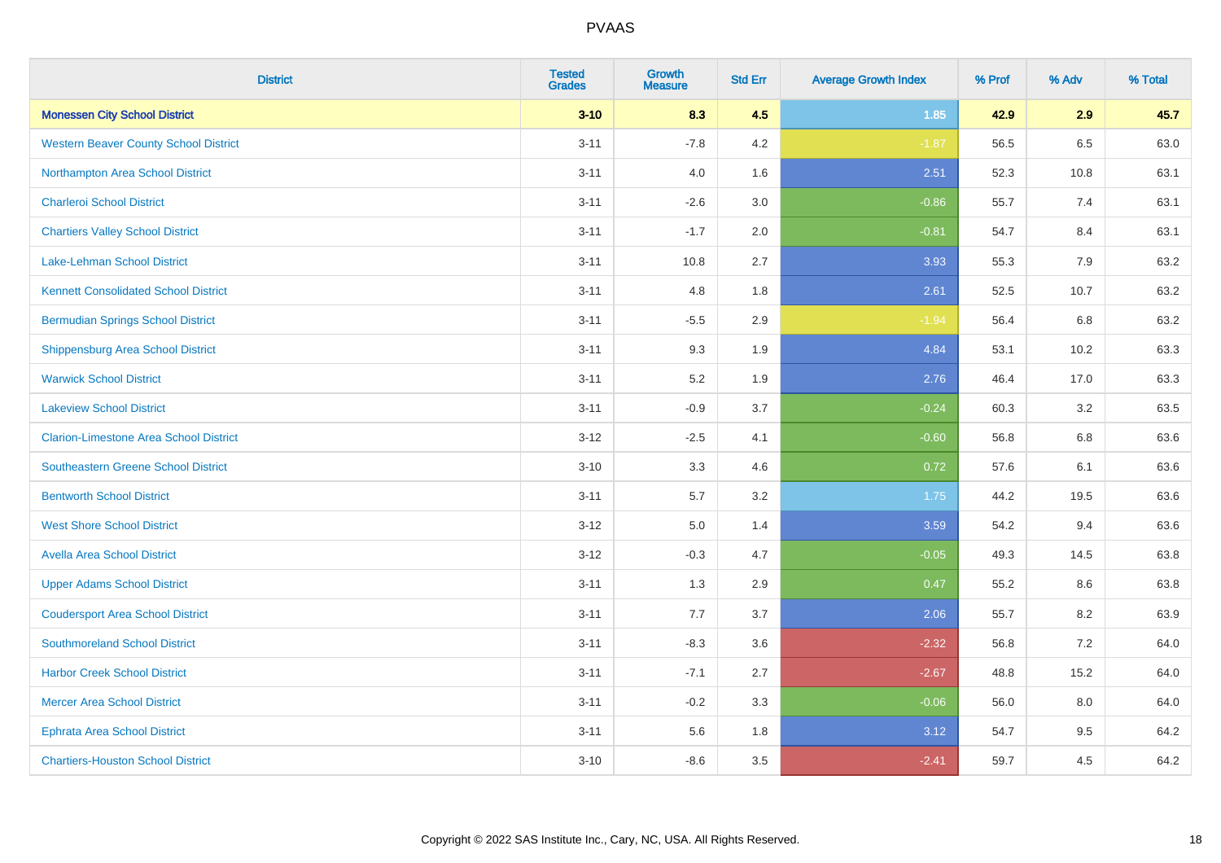# PVAAS

| District | Tested Grades | Growth Measure | Std Err | Average Growth Index | % Prof | % Adv | % Total |
|---|---|---|---|---|---|---|---|
| **Monessen City School District** | **3-10** | **8.3** | **4.5** | **1.85** | **42.9** | **2.9** | **45.7** |
| Western Beaver County School District | 3-11 | -7.8 | 4.2 | -1.87 | 56.5 | 6.5 | 63.0 |
| Northampton Area School District | 3-11 | 4.0 | 1.6 | 2.51 | 52.3 | 10.8 | 63.1 |
| Charleroi School District | 3-11 | -2.6 | 3.0 | -0.86 | 55.7 | 7.4 | 63.1 |
| Chartiers Valley School District | 3-11 | -1.7 | 2.0 | -0.81 | 54.7 | 8.4 | 63.1 |
| Lake-Lehman School District | 3-11 | 10.8 | 2.7 | 3.93 | 55.3 | 7.9 | 63.2 |
| Kennett Consolidated School District | 3-11 | 4.8 | 1.8 | 2.61 | 52.5 | 10.7 | 63.2 |
| Bermudian Springs School District | 3-11 | -5.5 | 2.9 | -1.94 | 56.4 | 6.8 | 63.2 |
| Shippensburg Area School District | 3-11 | 9.3 | 1.9 | 4.84 | 53.1 | 10.2 | 63.3 |
| Warwick School District | 3-11 | 5.2 | 1.9 | 2.76 | 46.4 | 17.0 | 63.3 |
| Lakeview School District | 3-11 | -0.9 | 3.7 | -0.24 | 60.3 | 3.2 | 63.5 |
| Clarion-Limestone Area School District | 3-12 | -2.5 | 4.1 | -0.60 | 56.8 | 6.8 | 63.6 |
| Southeastern Greene School District | 3-10 | 3.3 | 4.6 | 0.72 | 57.6 | 6.1 | 63.6 |
| Bentworth School District | 3-11 | 5.7 | 3.2 | 1.75 | 44.2 | 19.5 | 63.6 |
| West Shore School District | 3-12 | 5.0 | 1.4 | 3.59 | 54.2 | 9.4 | 63.6 |
| Avella Area School District | 3-12 | -0.3 | 4.7 | -0.05 | 49.3 | 14.5 | 63.8 |
| Upper Adams School District | 3-11 | 1.3 | 2.9 | 0.47 | 55.2 | 8.6 | 63.8 |
| Coudersport Area School District | 3-11 | 7.7 | 3.7 | 2.06 | 55.7 | 8.2 | 63.9 |
| Southmoreland School District | 3-11 | -8.3 | 3.6 | -2.32 | 56.8 | 7.2 | 64.0 |
| Harbor Creek School District | 3-11 | -7.1 | 2.7 | -2.67 | 48.8 | 15.2 | 64.0 |
| Mercer Area School District | 3-11 | -0.2 | 3.3 | -0.06 | 56.0 | 8.0 | 64.0 |
| Ephrata Area School District | 3-11 | 5.6 | 1.8 | 3.12 | 54.7 | 9.5 | 64.2 |
| Chartiers-Houston School District | 3-10 | -8.6 | 3.5 | -2.41 | 59.7 | 4.5 | 64.2 |

Copyright © 2022 SAS Institute Inc., Cary, NC, USA. All Rights Reserved.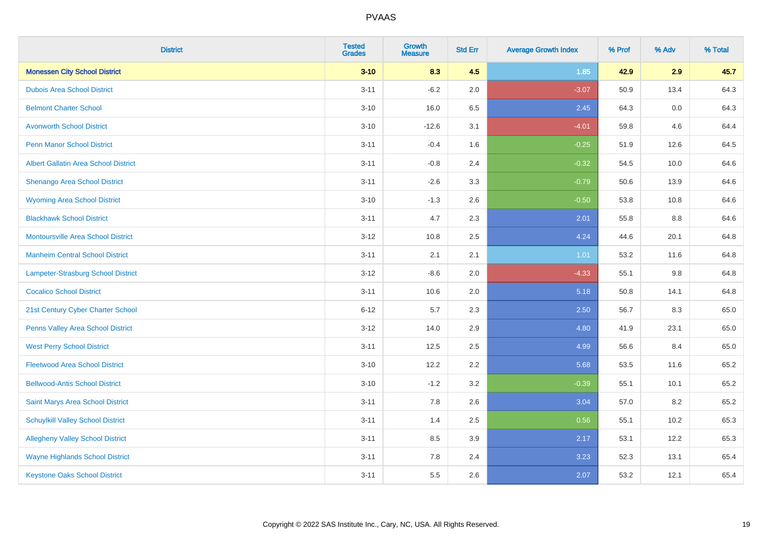# PVAAS

| District | Tested Grades | Growth Measure | Std Err | Average Growth Index | % Prof | % Adv | % Total |
|---|---|---|---|---|---|---|---|
| **Monessen City School District** | **3-10** | **8.3** | **4.5** | **1.85** | **42.9** | **2.9** | **45.7** |
| Dubois Area School District | 3-11 | -6.2 | 2.0 | -3.07 | 50.9 | 13.4 | 64.3 |
| Belmont Charter School | 3-10 | 16.0 | 6.5 | 2.45 | 64.3 | 0.0 | 64.3 |
| Avonworth School District | 3-10 | -12.6 | 3.1 | -4.01 | 59.8 | 4.6 | 64.4 |
| Penn Manor School District | 3-11 | -0.4 | 1.6 | -0.25 | 51.9 | 12.6 | 64.5 |
| Albert Gallatin Area School District | 3-11 | -0.8 | 2.4 | -0.32 | 54.5 | 10.0 | 64.6 |
| Shenango Area School District | 3-11 | -2.6 | 3.3 | -0.79 | 50.6 | 13.9 | 64.6 |
| Wyoming Area School District | 3-10 | -1.3 | 2.6 | -0.50 | 53.8 | 10.8 | 64.6 |
| Blackhawk School District | 3-11 | 4.7 | 2.3 | 2.01 | 55.8 | 8.8 | 64.6 |
| Montoursville Area School District | 3-12 | 10.8 | 2.5 | 4.24 | 44.6 | 20.1 | 64.8 |
| Manheim Central School District | 3-11 | 2.1 | 2.1 | 1.01 | 53.2 | 11.6 | 64.8 |
| Lampeter-Strasburg School District | 3-12 | -8.6 | 2.0 | -4.33 | 55.1 | 9.8 | 64.8 |
| Cocalico School District | 3-11 | 10.6 | 2.0 | 5.18 | 50.8 | 14.1 | 64.8 |
| 21st Century Cyber Charter School | 6-12 | 5.7 | 2.3 | 2.50 | 56.7 | 8.3 | 65.0 |
| Penns Valley Area School District | 3-12 | 14.0 | 2.9 | 4.80 | 41.9 | 23.1 | 65.0 |
| West Perry School District | 3-11 | 12.5 | 2.5 | 4.99 | 56.6 | 8.4 | 65.0 |
| Fleetwood Area School District | 3-10 | 12.2 | 2.2 | 5.68 | 53.5 | 11.6 | 65.2 |
| Bellwood-Antis School District | 3-10 | -1.2 | 3.2 | -0.39 | 55.1 | 10.1 | 65.2 |
| Saint Marys Area School District | 3-11 | 7.8 | 2.6 | 3.04 | 57.0 | 8.2 | 65.2 |
| Schuylkill Valley School District | 3-11 | 1.4 | 2.5 | 0.56 | 55.1 | 10.2 | 65.3 |
| Allegheny Valley School District | 3-11 | 8.5 | 3.9 | 2.17 | 53.1 | 12.2 | 65.3 |
| Wayne Highlands School District | 3-11 | 7.8 | 2.4 | 3.23 | 52.3 | 13.1 | 65.4 |
| Keystone Oaks School District | 3-11 | 5.5 | 2.6 | 2.07 | 53.2 | 12.1 | 65.4 |

Copyright © 2022 SAS Institute Inc., Cary, NC, USA. All Rights Reserved.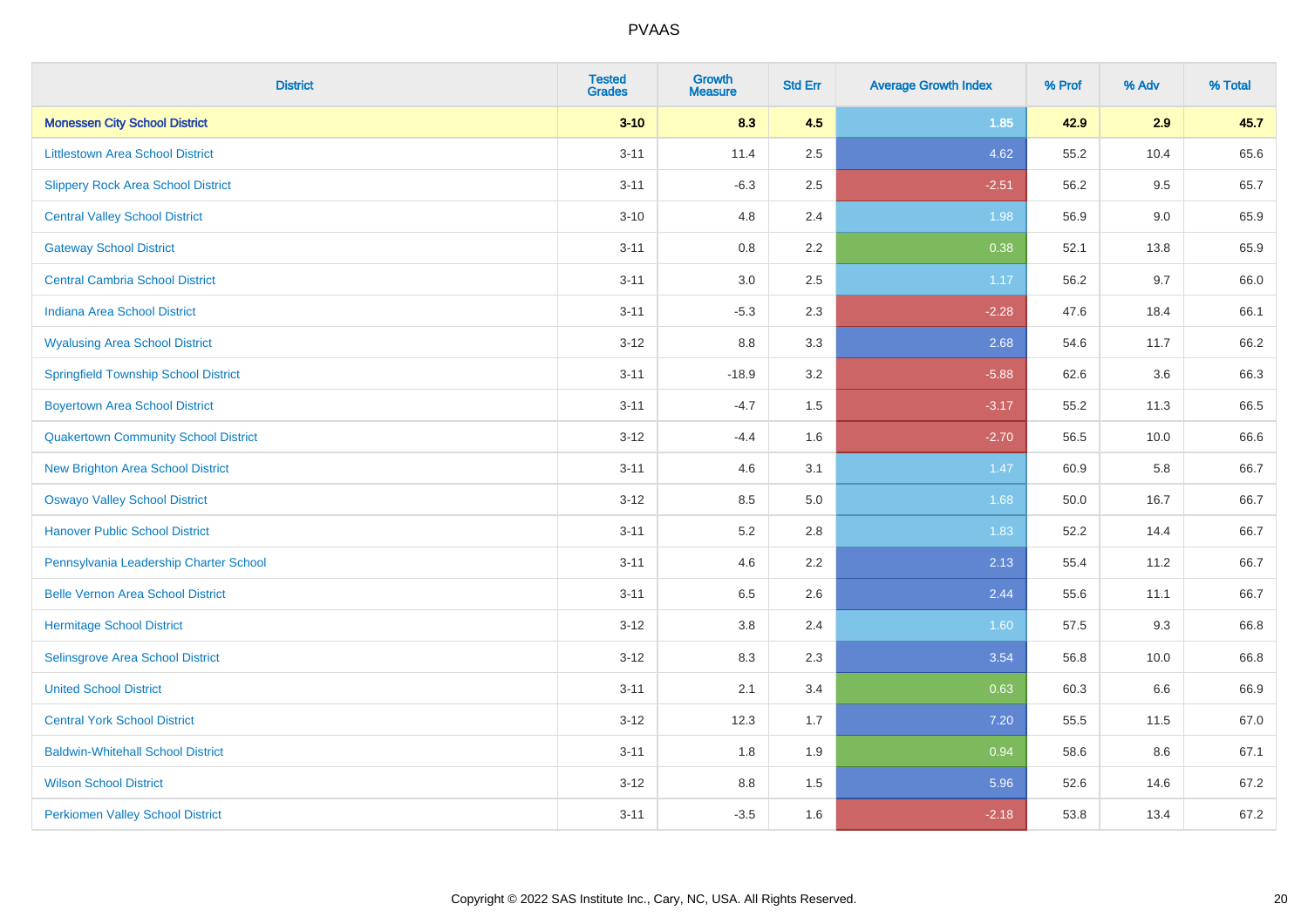| District | Tested Grades | Growth Measure | Std Err | Average Growth Index | % Prof | % Adv | % Total |
|---|---|---|---|---|---|---|---|
| **Monessen City School District** | **3-10** | **8.3** | **4.5** | **1.85** | **42.9** | **2.9** | **45.7** |
| Littlestown Area School District | 3-11 | 11.4 | 2.5 | 4.62 | 55.2 | 10.4 | 65.6 |
| Slippery Rock Area School District | 3-11 | -6.3 | 2.5 | -2.51 | 56.2 | 9.5 | 65.7 |
| Central Valley School District | 3-10 | 4.8 | 2.4 | 1.98 | 56.9 | 9.0 | 65.9 |
| Gateway School District | 3-11 | 0.8 | 2.2 | 0.38 | 52.1 | 13.8 | 65.9 |
| Central Cambria School District | 3-11 | 3.0 | 2.5 | 1.17 | 56.2 | 9.7 | 66.0 |
| Indiana Area School District | 3-11 | -5.3 | 2.3 | -2.28 | 47.6 | 18.4 | 66.1 |
| Wyalusing Area School District | 3-12 | 8.8 | 3.3 | 2.68 | 54.6 | 11.7 | 66.2 |
| Springfield Township School District | 3-11 | -18.9 | 3.2 | -5.88 | 62.6 | 3.6 | 66.3 |
| Boyertown Area School District | 3-11 | -4.7 | 1.5 | -3.17 | 55.2 | 11.3 | 66.5 |
| Quakertown Community School District | 3-12 | -4.4 | 1.6 | -2.70 | 56.5 | 10.0 | 66.6 |
| New Brighton Area School District | 3-11 | 4.6 | 3.1 | 1.47 | 60.9 | 5.8 | 66.7 |
| Oswayo Valley School District | 3-12 | 8.5 | 5.0 | 1.68 | 50.0 | 16.7 | 66.7 |
| Hanover Public School District | 3-11 | 5.2 | 2.8 | 1.83 | 52.2 | 14.4 | 66.7 |
| Pennsylvania Leadership Charter School | 3-11 | 4.6 | 2.2 | 2.13 | 55.4 | 11.2 | 66.7 |
| Belle Vernon Area School District | 3-11 | 6.5 | 2.6 | 2.44 | 55.6 | 11.1 | 66.7 |
| Hermitage School District | 3-12 | 3.8 | 2.4 | 1.60 | 57.5 | 9.3 | 66.8 |
| Selinsgrove Area School District | 3-12 | 8.3 | 2.3 | 3.54 | 56.8 | 10.0 | 66.8 |
| United School District | 3-11 | 2.1 | 3.4 | 0.63 | 60.3 | 6.6 | 66.9 |
| Central York School District | 3-12 | 12.3 | 1.7 | 7.20 | 55.5 | 11.5 | 67.0 |
| Baldwin-Whitehall School District | 3-11 | 1.8 | 1.9 | 0.94 | 58.6 | 8.6 | 67.1 |
| Wilson School District | 3-12 | 8.8 | 1.5 | 5.96 | 52.6 | 14.6 | 67.2 |
| Perkiomen Valley School District | 3-11 | -3.5 | 1.6 | -2.18 | 53.8 | 13.4 | 67.2 |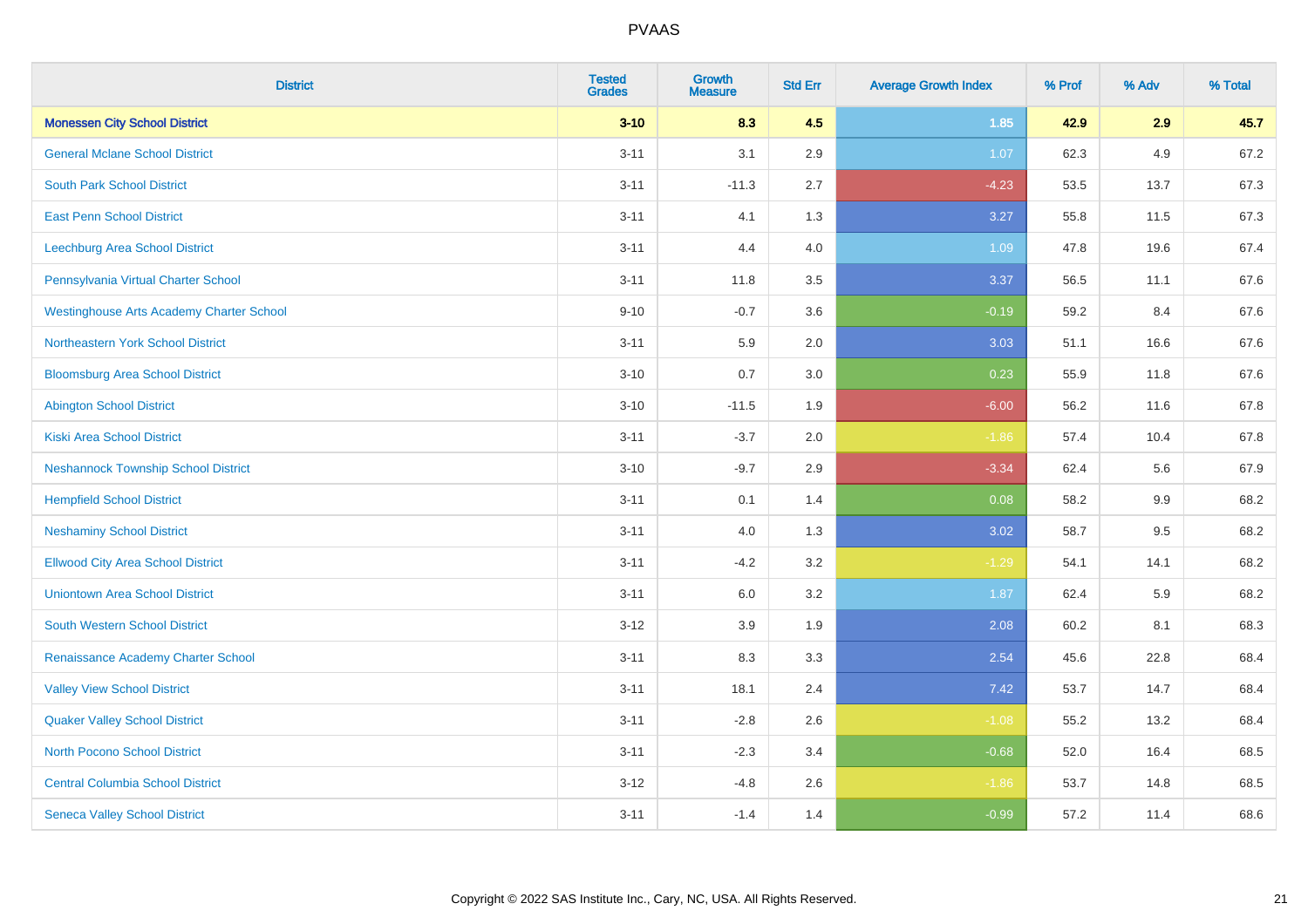| District | Tested Grades | Growth Measure | Std Err | Average Growth Index | % Prof | % Adv | % Total |
|---|---|---|---|---|---|---|---|
| **Monessen City School District** | **3-10** | **8.3** | **4.5** | **1.85** | **42.9** | **2.9** | **45.7** |
| General Mclane School District | 3-11 | 3.1 | 2.9 | 1.07 | 62.3 | 4.9 | 67.2 |
| South Park School District | 3-11 | -11.3 | 2.7 | -4.23 | 53.5 | 13.7 | 67.3 |
| East Penn School District | 3-11 | 4.1 | 1.3 | 3.27 | 55.8 | 11.5 | 67.3 |
| Leechburg Area School District | 3-11 | 4.4 | 4.0 | 1.09 | 47.8 | 19.6 | 67.4 |
| Pennsylvania Virtual Charter School | 3-11 | 11.8 | 3.5 | 3.37 | 56.5 | 11.1 | 67.6 |
| Westinghouse Arts Academy Charter School | 9-10 | -0.7 | 3.6 | -0.19 | 59.2 | 8.4 | 67.6 |
| Northeastern York School District | 3-11 | 5.9 | 2.0 | 3.03 | 51.1 | 16.6 | 67.6 |
| Bloomsburg Area School District | 3-10 | 0.7 | 3.0 | 0.23 | 55.9 | 11.8 | 67.6 |
| Abington School District | 3-10 | -11.5 | 1.9 | -6.00 | 56.2 | 11.6 | 67.8 |
| Kiski Area School District | 3-11 | -3.7 | 2.0 | -1.86 | 57.4 | 10.4 | 67.8 |
| Neshannock Township School District | 3-10 | -9.7 | 2.9 | -3.34 | 62.4 | 5.6 | 67.9 |
| Hempfield School District | 3-11 | 0.1 | 1.4 | 0.08 | 58.2 | 9.9 | 68.2 |
| Neshaminy School District | 3-11 | 4.0 | 1.3 | 3.02 | 58.7 | 9.5 | 68.2 |
| Ellwood City Area School District | 3-11 | -4.2 | 3.2 | -1.29 | 54.1 | 14.1 | 68.2 |
| Uniontown Area School District | 3-11 | 6.0 | 3.2 | 1.87 | 62.4 | 5.9 | 68.2 |
| South Western School District | 3-12 | 3.9 | 1.9 | 2.08 | 60.2 | 8.1 | 68.3 |
| Renaissance Academy Charter School | 3-11 | 8.3 | 3.3 | 2.54 | 45.6 | 22.8 | 68.4 |
| Valley View School District | 3-11 | 18.1 | 2.4 | 7.42 | 53.7 | 14.7 | 68.4 |
| Quaker Valley School District | 3-11 | -2.8 | 2.6 | -1.08 | 55.2 | 13.2 | 68.4 |
| North Pocono School District | 3-11 | -2.3 | 3.4 | -0.68 | 52.0 | 16.4 | 68.5 |
| Central Columbia School District | 3-12 | -4.8 | 2.6 | -1.86 | 53.7 | 14.8 | 68.5 |
| Seneca Valley School District | 3-11 | -1.4 | 1.4 | -0.99 | 57.2 | 11.4 | 68.6 |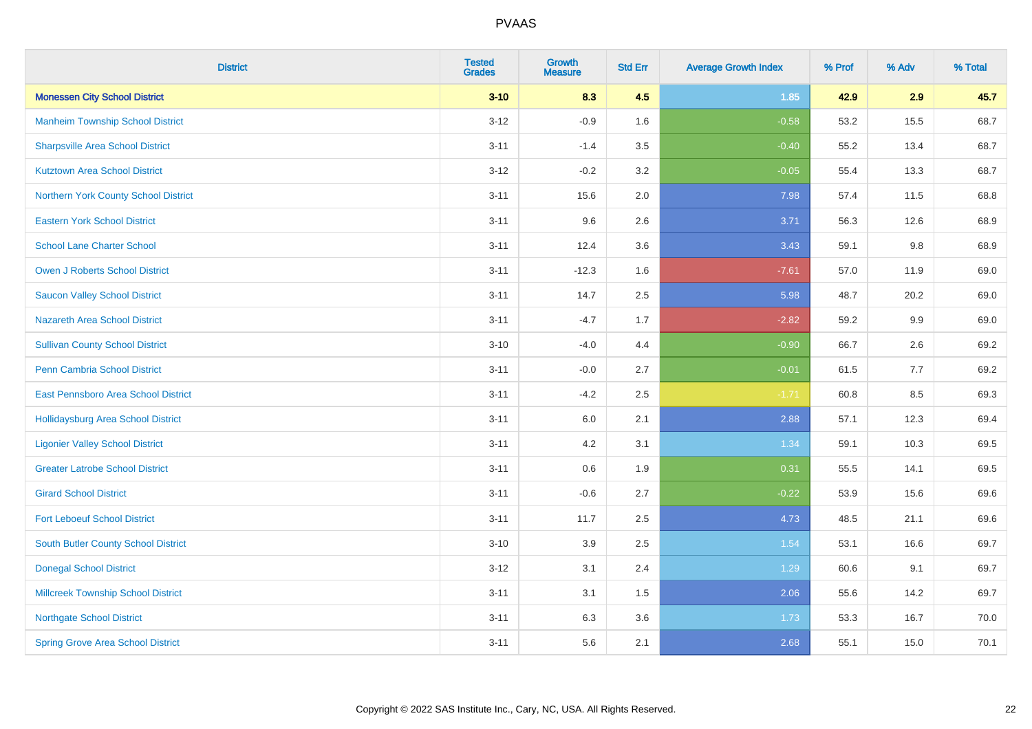| District | Tested Grades | Growth Measure | Std Err | Average Growth Index | % Prof | % Adv | % Total |
|---|---|---|---|---|---|---|---|
| **Monessen City School District** | **3-10** | **8.3** | **4.5** | **1.85** | **42.9** | **2.9** | **45.7** |
| Manheim Township School District | 3-12 | -0.9 | 1.6 | -0.58 | 53.2 | 15.5 | 68.7 |
| Sharpsville Area School District | 3-11 | -1.4 | 3.5 | -0.40 | 55.2 | 13.4 | 68.7 |
| Kutztown Area School District | 3-12 | -0.2 | 3.2 | -0.05 | 55.4 | 13.3 | 68.7 |
| Northern York County School District | 3-11 | 15.6 | 2.0 | 7.98 | 57.4 | 11.5 | 68.8 |
| Eastern York School District | 3-11 | 9.6 | 2.6 | 3.71 | 56.3 | 12.6 | 68.9 |
| School Lane Charter School | 3-11 | 12.4 | 3.6 | 3.43 | 59.1 | 9.8 | 68.9 |
| Owen J Roberts School District | 3-11 | -12.3 | 1.6 | -7.61 | 57.0 | 11.9 | 69.0 |
| Saucon Valley School District | 3-11 | 14.7 | 2.5 | 5.98 | 48.7 | 20.2 | 69.0 |
| Nazareth Area School District | 3-11 | -4.7 | 1.7 | -2.82 | 59.2 | 9.9 | 69.0 |
| Sullivan County School District | 3-10 | -4.0 | 4.4 | -0.90 | 66.7 | 2.6 | 69.2 |
| Penn Cambria School District | 3-11 | -0.0 | 2.7 | -0.01 | 61.5 | 7.7 | 69.2 |
| East Pennsboro Area School District | 3-11 | -4.2 | 2.5 | -1.71 | 60.8 | 8.5 | 69.3 |
| Hollidaysburg Area School District | 3-11 | 6.0 | 2.1 | 2.88 | 57.1 | 12.3 | 69.4 |
| Ligonier Valley School District | 3-11 | 4.2 | 3.1 | 1.34 | 59.1 | 10.3 | 69.5 |
| Greater Latrobe School District | 3-11 | 0.6 | 1.9 | 0.31 | 55.5 | 14.1 | 69.5 |
| Girard School District | 3-11 | -0.6 | 2.7 | -0.22 | 53.9 | 15.6 | 69.6 |
| Fort Leboeuf School District | 3-11 | 11.7 | 2.5 | 4.73 | 48.5 | 21.1 | 69.6 |
| South Butler County School District | 3-10 | 3.9 | 2.5 | 1.54 | 53.1 | 16.6 | 69.7 |
| Donegal School District | 3-12 | 3.1 | 2.4 | 1.29 | 60.6 | 9.1 | 69.7 |
| Millcreek Township School District | 3-11 | 3.1 | 1.5 | 2.06 | 55.6 | 14.2 | 69.7 |
| Northgate School District | 3-11 | 6.3 | 3.6 | 1.73 | 53.3 | 16.7 | 70.0 |
| Spring Grove Area School District | 3-11 | 5.6 | 2.1 | 2.68 | 55.1 | 15.0 | 70.1 |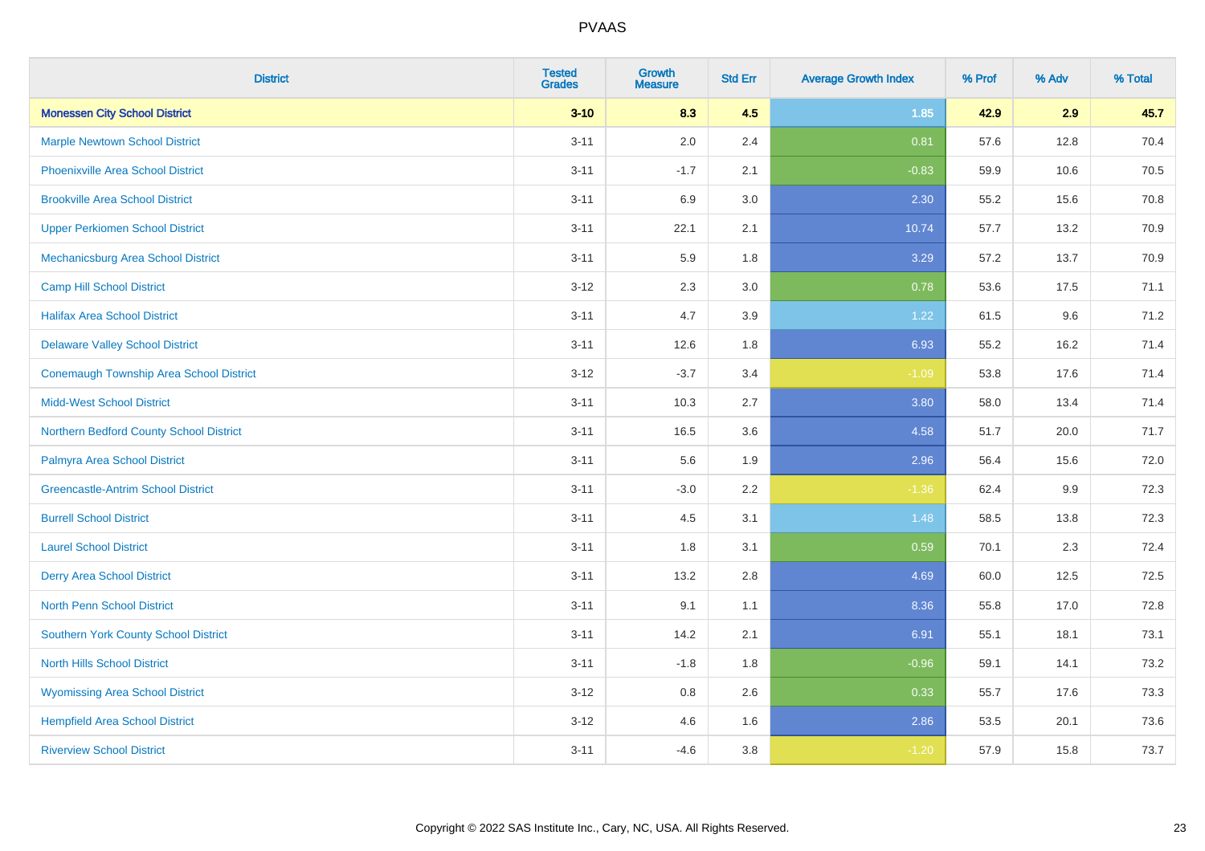# PVAAS

| District | Tested Grades | Growth Measure | Std Err | Average Growth Index | % Prof | % Adv | % Total |
|---|---|---|---|---|---|---|---|
| **Monessen City School District** | **3-10** | **8.3** | **4.5** | **1.85** | **42.9** | **2.9** | **45.7** |
| Marple Newtown School District | 3-11 | 2.0 | 2.4 | 0.81 | 57.6 | 12.8 | 70.4 |
| Phoenixville Area School District | 3-11 | -1.7 | 2.1 | -0.83 | 59.9 | 10.6 | 70.5 |
| Brookville Area School District | 3-11 | 6.9 | 3.0 | 2.30 | 55.2 | 15.6 | 70.8 |
| Upper Perkiomen School District | 3-11 | 22.1 | 2.1 | 10.74 | 57.7 | 13.2 | 70.9 |
| Mechanicsburg Area School District | 3-11 | 5.9 | 1.8 | 3.29 | 57.2 | 13.7 | 70.9 |
| Camp Hill School District | 3-12 | 2.3 | 3.0 | 0.78 | 53.6 | 17.5 | 71.1 |
| Halifax Area School District | 3-11 | 4.7 | 3.9 | 1.22 | 61.5 | 9.6 | 71.2 |
| Delaware Valley School District | 3-11 | 12.6 | 1.8 | 6.93 | 55.2 | 16.2 | 71.4 |
| Conemaugh Township Area School District | 3-12 | -3.7 | 3.4 | -1.09 | 53.8 | 17.6 | 71.4 |
| Midd-West School District | 3-11 | 10.3 | 2.7 | 3.80 | 58.0 | 13.4 | 71.4 |
| Northern Bedford County School District | 3-11 | 16.5 | 3.6 | 4.58 | 51.7 | 20.0 | 71.7 |
| Palmyra Area School District | 3-11 | 5.6 | 1.9 | 2.96 | 56.4 | 15.6 | 72.0 |
| Greencastle-Antrim School District | 3-11 | -3.0 | 2.2 | -1.36 | 62.4 | 9.9 | 72.3 |
| Burrell School District | 3-11 | 4.5 | 3.1 | 1.48 | 58.5 | 13.8 | 72.3 |
| Laurel School District | 3-11 | 1.8 | 3.1 | 0.59 | 70.1 | 2.3 | 72.4 |
| Derry Area School District | 3-11 | 13.2 | 2.8 | 4.69 | 60.0 | 12.5 | 72.5 |
| North Penn School District | 3-11 | 9.1 | 1.1 | 8.36 | 55.8 | 17.0 | 72.8 |
| Southern York County School District | 3-11 | 14.2 | 2.1 | 6.91 | 55.1 | 18.1 | 73.1 |
| North Hills School District | 3-11 | -1.8 | 1.8 | -0.96 | 59.1 | 14.1 | 73.2 |
| Wyomissing Area School District | 3-12 | 0.8 | 2.6 | 0.33 | 55.7 | 17.6 | 73.3 |
| Hempfield Area School District | 3-12 | 4.6 | 1.6 | 2.86 | 53.5 | 20.1 | 73.6 |
| Riverview School District | 3-11 | -4.6 | 3.8 | -1.20 | 57.9 | 15.8 | 73.7 |

Copyright © 2022 SAS Institute Inc., Cary, NC, USA. All Rights Reserved.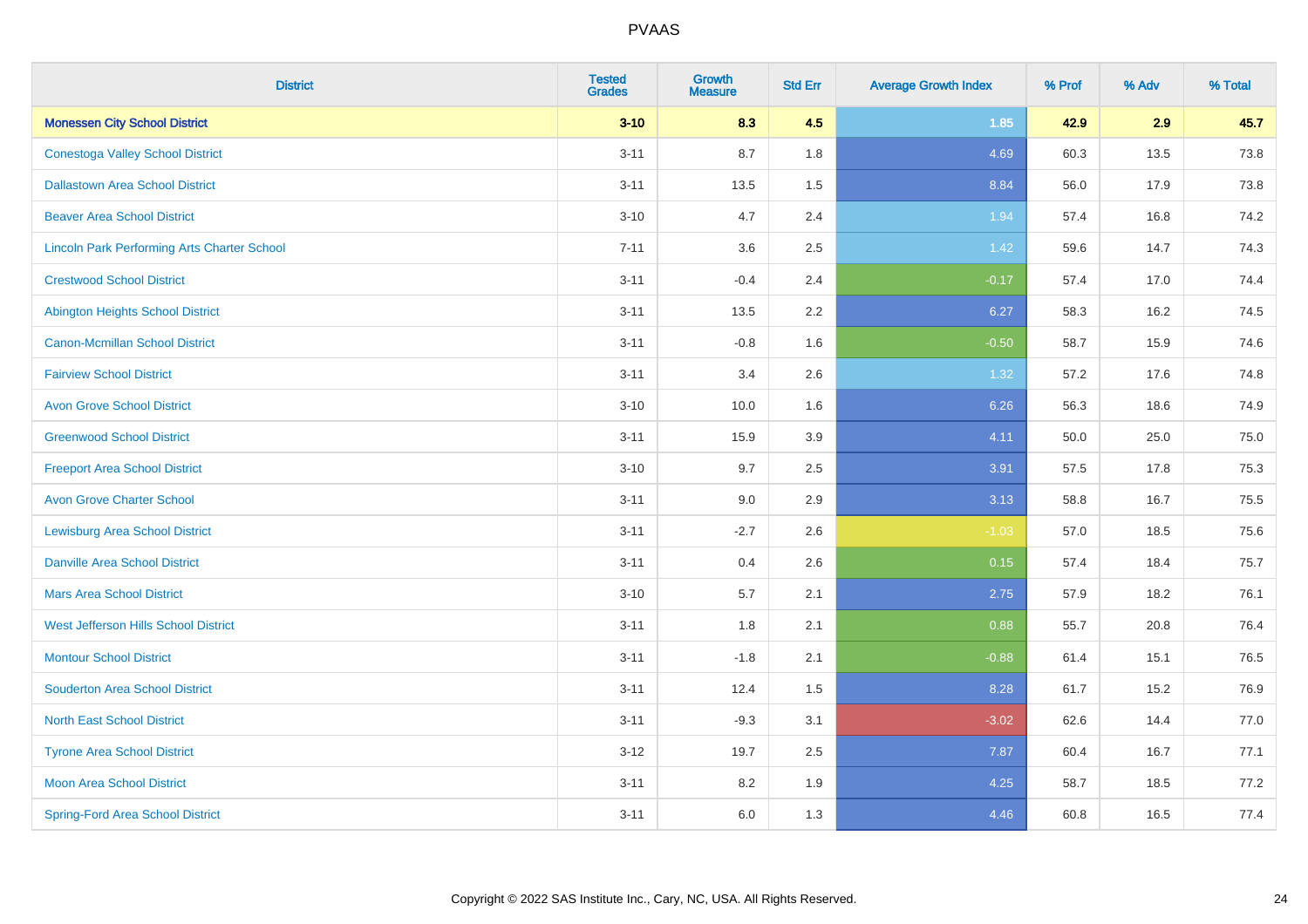| District | Tested Grades | Growth Measure | Std Err | Average Growth Index | % Prof | % Adv | % Total |
|---|---|---|---|---|---|---|---|
| **Monessen City School District** | **3-10** | **8.3** | **4.5** | **1.85** | **42.9** | **2.9** | **45.7** |
| Conestoga Valley School District | 3-11 | 8.7 | 1.8 | 4.69 | 60.3 | 13.5 | 73.8 |
| Dallastown Area School District | 3-11 | 13.5 | 1.5 | 8.84 | 56.0 | 17.9 | 73.8 |
| Beaver Area School District | 3-10 | 4.7 | 2.4 | 1.94 | 57.4 | 16.8 | 74.2 |
| Lincoln Park Performing Arts Charter School | 7-11 | 3.6 | 2.5 | 1.42 | 59.6 | 14.7 | 74.3 |
| Crestwood School District | 3-11 | -0.4 | 2.4 | -0.17 | 57.4 | 17.0 | 74.4 |
| Abington Heights School District | 3-11 | 13.5 | 2.2 | 6.27 | 58.3 | 16.2 | 74.5 |
| Canon-Mcmillan School District | 3-11 | -0.8 | 1.6 | -0.50 | 58.7 | 15.9 | 74.6 |
| Fairview School District | 3-11 | 3.4 | 2.6 | 1.32 | 57.2 | 17.6 | 74.8 |
| Avon Grove School District | 3-10 | 10.0 | 1.6 | 6.26 | 56.3 | 18.6 | 74.9 |
| Greenwood School District | 3-11 | 15.9 | 3.9 | 4.11 | 50.0 | 25.0 | 75.0 |
| Freeport Area School District | 3-10 | 9.7 | 2.5 | 3.91 | 57.5 | 17.8 | 75.3 |
| Avon Grove Charter School | 3-11 | 9.0 | 2.9 | 3.13 | 58.8 | 16.7 | 75.5 |
| Lewisburg Area School District | 3-11 | -2.7 | 2.6 | -1.03 | 57.0 | 18.5 | 75.6 |
| Danville Area School District | 3-11 | 0.4 | 2.6 | 0.15 | 57.4 | 18.4 | 75.7 |
| Mars Area School District | 3-10 | 5.7 | 2.1 | 2.75 | 57.9 | 18.2 | 76.1 |
| West Jefferson Hills School District | 3-11 | 1.8 | 2.1 | 0.88 | 55.7 | 20.8 | 76.4 |
| Montour School District | 3-11 | -1.8 | 2.1 | -0.88 | 61.4 | 15.1 | 76.5 |
| Souderton Area School District | 3-11 | 12.4 | 1.5 | 8.28 | 61.7 | 15.2 | 76.9 |
| North East School District | 3-11 | -9.3 | 3.1 | -3.02 | 62.6 | 14.4 | 77.0 |
| Tyrone Area School District | 3-12 | 19.7 | 2.5 | 7.87 | 60.4 | 16.7 | 77.1 |
| Moon Area School District | 3-11 | 8.2 | 1.9 | 4.25 | 58.7 | 18.5 | 77.2 |
| Spring-Ford Area School District | 3-11 | 6.0 | 1.3 | 4.46 | 60.8 | 16.5 | 77.4 |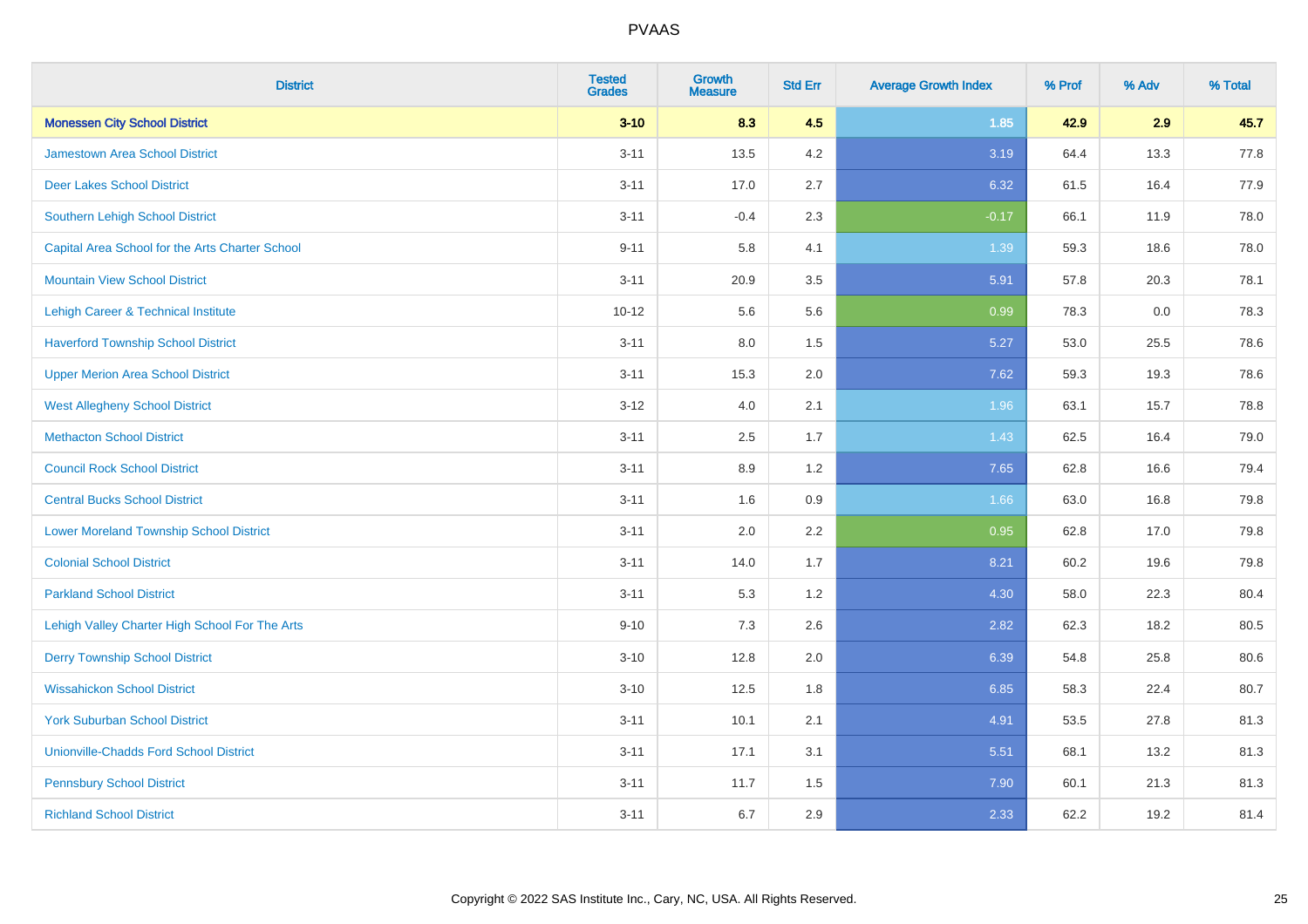# PVAAS

| District | Tested Grades | Growth Measure | Std Err | Average Growth Index | % Prof | % Adv | % Total |
|---|---|---|---|---|---|---|---|
| **Monessen City School District** | **3-10** | **8.3** | **4.5** | **1.85** | **42.9** | **2.9** | **45.7** |
| Jamestown Area School District | 3-11 | 13.5 | 4.2 | 3.19 | 64.4 | 13.3 | 77.8 |
| Deer Lakes School District | 3-11 | 17.0 | 2.7 | 6.32 | 61.5 | 16.4 | 77.9 |
| Southern Lehigh School District | 3-11 | -0.4 | 2.3 | -0.17 | 66.1 | 11.9 | 78.0 |
| Capital Area School for the Arts Charter School | 9-11 | 5.8 | 4.1 | 1.39 | 59.3 | 18.6 | 78.0 |
| Mountain View School District | 3-11 | 20.9 | 3.5 | 5.91 | 57.8 | 20.3 | 78.1 |
| Lehigh Career & Technical Institute | 10-12 | 5.6 | 5.6 | 0.99 | 78.3 | 0.0 | 78.3 |
| Haverford Township School District | 3-11 | 8.0 | 1.5 | 5.27 | 53.0 | 25.5 | 78.6 |
| Upper Merion Area School District | 3-11 | 15.3 | 2.0 | 7.62 | 59.3 | 19.3 | 78.6 |
| West Allegheny School District | 3-12 | 4.0 | 2.1 | 1.96 | 63.1 | 15.7 | 78.8 |
| Methacton School District | 3-11 | 2.5 | 1.7 | 1.43 | 62.5 | 16.4 | 79.0 |
| Council Rock School District | 3-11 | 8.9 | 1.2 | 7.65 | 62.8 | 16.6 | 79.4 |
| Central Bucks School District | 3-11 | 1.6 | 0.9 | 1.66 | 63.0 | 16.8 | 79.8 |
| Lower Moreland Township School District | 3-11 | 2.0 | 2.2 | 0.95 | 62.8 | 17.0 | 79.8 |
| Colonial School District | 3-11 | 14.0 | 1.7 | 8.21 | 60.2 | 19.6 | 79.8 |
| Parkland School District | 3-11 | 5.3 | 1.2 | 4.30 | 58.0 | 22.3 | 80.4 |
| Lehigh Valley Charter High School For The Arts | 9-10 | 7.3 | 2.6 | 2.82 | 62.3 | 18.2 | 80.5 |
| Derry Township School District | 3-10 | 12.8 | 2.0 | 6.39 | 54.8 | 25.8 | 80.6 |
| Wissahickon School District | 3-10 | 12.5 | 1.8 | 6.85 | 58.3 | 22.4 | 80.7 |
| York Suburban School District | 3-11 | 10.1 | 2.1 | 4.91 | 53.5 | 27.8 | 81.3 |
| Unionville-Chadds Ford School District | 3-11 | 17.1 | 3.1 | 5.51 | 68.1 | 13.2 | 81.3 |
| Pennsbury School District | 3-11 | 11.7 | 1.5 | 7.90 | 60.1 | 21.3 | 81.3 |
| Richland School District | 3-11 | 6.7 | 2.9 | 2.33 | 62.2 | 19.2 | 81.4 |

Copyright © 2022 SAS Institute Inc., Cary, NC, USA. All Rights Reserved.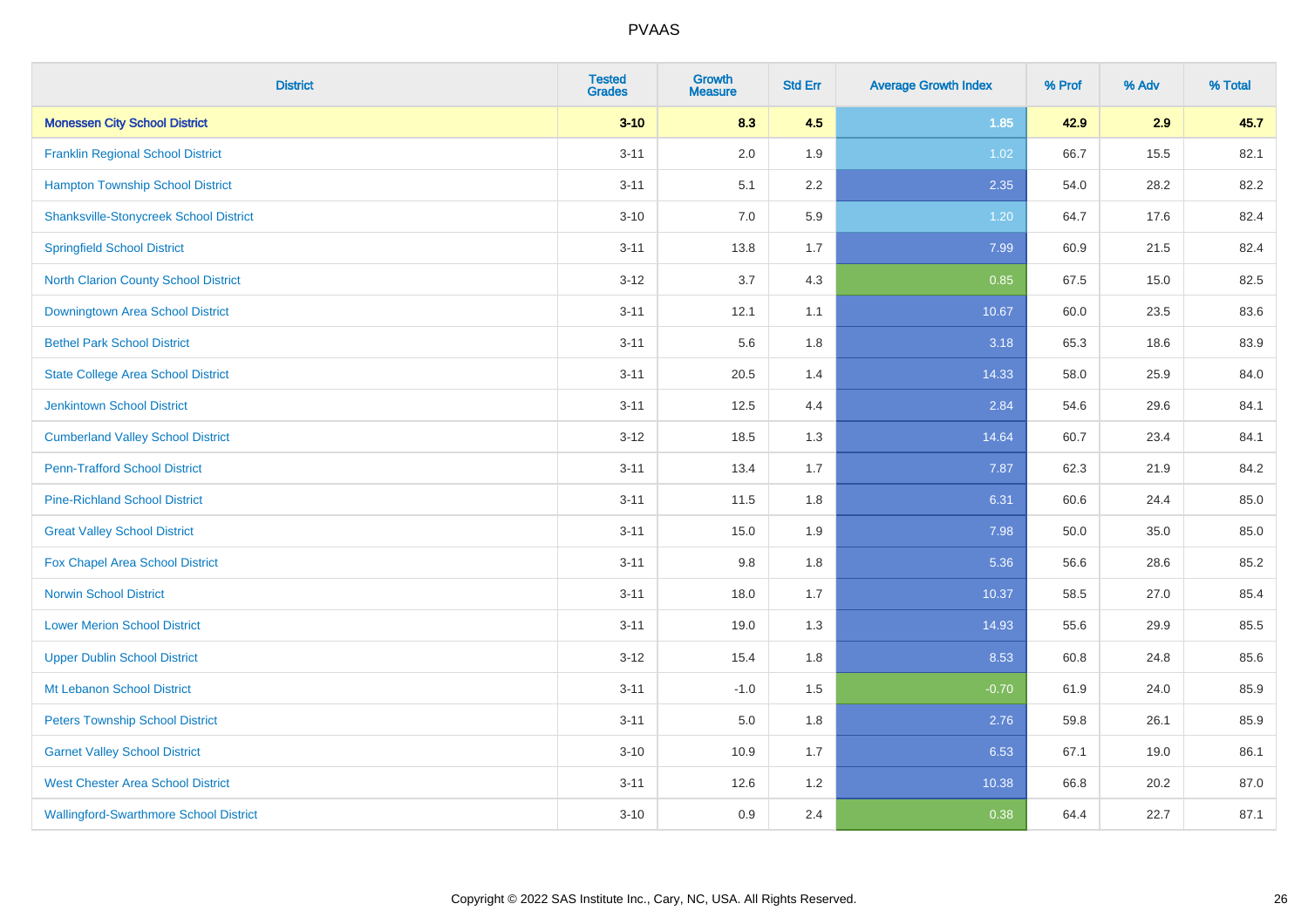| District | Tested Grades | Growth Measure | Std Err | Average Growth Index | % Prof | % Adv | % Total |
|---|---|---|---|---|---|---|---|
| **Monessen City School District** | **3-10** | **8.3** | **4.5** | **1.85** | **42.9** | **2.9** | **45.7** |
| Franklin Regional School District | 3-11 | 2.0 | 1.9 | 1.02 | 66.7 | 15.5 | 82.1 |
| Hampton Township School District | 3-11 | 5.1 | 2.2 | 2.35 | 54.0 | 28.2 | 82.2 |
| Shanksville-Stonycreek School District | 3-10 | 7.0 | 5.9 | 1.20 | 64.7 | 17.6 | 82.4 |
| Springfield School District | 3-11 | 13.8 | 1.7 | 7.99 | 60.9 | 21.5 | 82.4 |
| North Clarion County School District | 3-12 | 3.7 | 4.3 | 0.85 | 67.5 | 15.0 | 82.5 |
| Downingtown Area School District | 3-11 | 12.1 | 1.1 | 10.67 | 60.0 | 23.5 | 83.6 |
| Bethel Park School District | 3-11 | 5.6 | 1.8 | 3.18 | 65.3 | 18.6 | 83.9 |
| State College Area School District | 3-11 | 20.5 | 1.4 | 14.33 | 58.0 | 25.9 | 84.0 |
| Jenkintown School District | 3-11 | 12.5 | 4.4 | 2.84 | 54.6 | 29.6 | 84.1 |
| Cumberland Valley School District | 3-12 | 18.5 | 1.3 | 14.64 | 60.7 | 23.4 | 84.1 |
| Penn-Trafford School District | 3-11 | 13.4 | 1.7 | 7.87 | 62.3 | 21.9 | 84.2 |
| Pine-Richland School District | 3-11 | 11.5 | 1.8 | 6.31 | 60.6 | 24.4 | 85.0 |
| Great Valley School District | 3-11 | 15.0 | 1.9 | 7.98 | 50.0 | 35.0 | 85.0 |
| Fox Chapel Area School District | 3-11 | 9.8 | 1.8 | 5.36 | 56.6 | 28.6 | 85.2 |
| Norwin School District | 3-11 | 18.0 | 1.7 | 10.37 | 58.5 | 27.0 | 85.4 |
| Lower Merion School District | 3-11 | 19.0 | 1.3 | 14.93 | 55.6 | 29.9 | 85.5 |
| Upper Dublin School District | 3-12 | 15.4 | 1.8 | 8.53 | 60.8 | 24.8 | 85.6 |
| Mt Lebanon School District | 3-11 | -1.0 | 1.5 | -0.70 | 61.9 | 24.0 | 85.9 |
| Peters Township School District | 3-11 | 5.0 | 1.8 | 2.76 | 59.8 | 26.1 | 85.9 |
| Garnet Valley School District | 3-10 | 10.9 | 1.7 | 6.53 | 67.1 | 19.0 | 86.1 |
| West Chester Area School District | 3-11 | 12.6 | 1.2 | 10.38 | 66.8 | 20.2 | 87.0 |
| Wallingford-Swarthmore School District | 3-10 | 0.9 | 2.4 | 0.38 | 64.4 | 22.7 | 87.1 |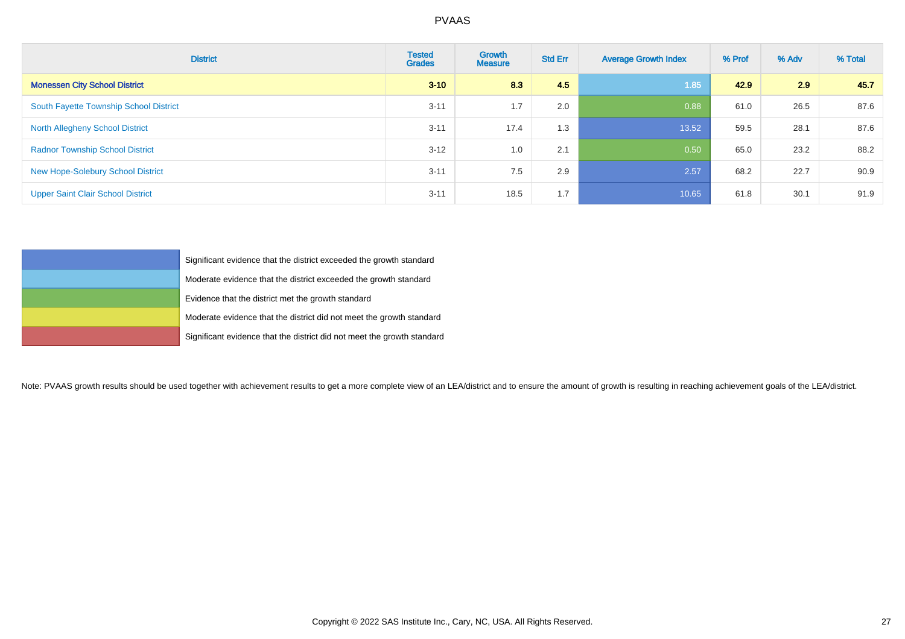# PVAAS

| District | Tested Grades | Growth Measure | Std Err | Average Growth Index | % Prof | % Adv | % Total |
|---|---|---|---|---|---|---|---|
| **Monessen City School District** | **3-10** | **8.3** | **4.5** | **1.85** | **42.9** | **2.9** | **45.7** |
| South Fayette Township School District | 3-11 | 1.7 | 2.0 | 0.88 | 61.0 | 26.5 | 87.6 |
| North Allegheny School District | 3-11 | 17.4 | 1.3 | 13.52 | 59.5 | 28.1 | 87.6 |
| Radnor Township School District | 3-12 | 1.0 | 2.1 | 0.50 | 65.0 | 23.2 | 88.2 |
| New Hope-Solebury School District | 3-11 | 7.5 | 2.9 | 2.57 | 68.2 | 22.7 | 90.9 |
| Upper Saint Clair School District | 3-11 | 18.5 | 1.7 | 10.65 | 61.8 | 30.1 | 91.9 |

Significant evidence that the district exceeded the growth standard

Moderate evidence that the district exceeded the growth standard

Evidence that the district met the growth standard

Moderate evidence that the district did not meet the growth standard

Significant evidence that the district did not meet the growth standard

Note: PVAAS growth results should be used together with achievement results to get a more complete view of an LEA/district and to ensure the amount of growth is resulting in reaching achievement goals of the LEA/district.

Copyright © 2022 SAS Institute Inc., Cary, NC, USA. All Rights Reserved.